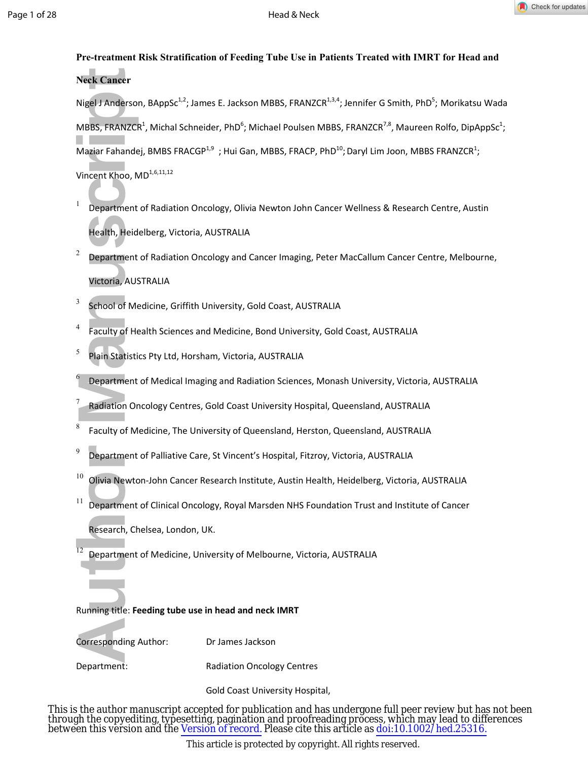# Pre-treatment Risk Stratification of Feeding Tube Use in Patients Treated with IMRT for Head and Neck Cancer

Nigel J Anderson, BAppSc[1,2]; James E. Jackson MBBS, FRANZCR[1,3,4]; Jennifer G Smith, PhD[5]; Morikatsu Wada MBBS, FRANZCR[1], Michal Schneider, PhD[6]; Michael Poulsen MBBS, FRANZCR[7,8], Maureen Rolfo, DipAppSc[1]; Maziar Fahandej, BMBS FRACGP[1,9] ; Hui Gan, MBBS, FRACP, PhD[10]; Daryl Lim Joon, MBBS FRANZCR[1]; Vincent Khoo, MD[1,6,11,12]

[1] Department of Radiation Oncology, Olivia Newton John Cancer Wellness & Research Centre, Austin Health, Heidelberg, Victoria, AUSTRALIA

[2] Department of Radiation Oncology and Cancer Imaging, Peter MacCallum Cancer Centre, Melbourne, Victoria, AUSTRALIA

[3] School of Medicine, Griffith University, Gold Coast, AUSTRALIA

[4] Faculty of Health Sciences and Medicine, Bond University, Gold Coast, AUSTRALIA

[5] Plain Statistics Pty Ltd, Horsham, Victoria, AUSTRALIA

[6] Department of Medical Imaging and Radiation Sciences, Monash University, Victoria, AUSTRALIA

[7] Radiation Oncology Centres, Gold Coast University Hospital, Queensland, AUSTRALIA

[8] Faculty of Medicine, The University of Queensland, Herston, Queensland, AUSTRALIA

[9] Department of Palliative Care, St Vincent's Hospital, Fitzroy, Victoria, AUSTRALIA

[10] Olivia Newton-John Cancer Research Institute, Austin Health, Heidelberg, Victoria, AUSTRALIA

[11] Department of Clinical Oncology, Royal Marsden NHS Foundation Trust and Institute of Cancer Research, Chelsea, London, UK.

[12] Department of Medicine, University of Melbourne, Victoria, AUSTRALIA

Running title: **Feeding tube use in head and neck IMRT**

Corresponding Author: Dr James Jackson

Department: Radiation Oncology Centres

Gold Coast University Hospital,

This is the author manuscript accepted for publication and has undergone full peer review but has not been through the copyediting, typesetting, pagination and proofreading process, which may lead to differences between this version and the Version of record. Please cite this article as doi:10.1002/hed.25316.

This article is protected by copyright. All rights reserved.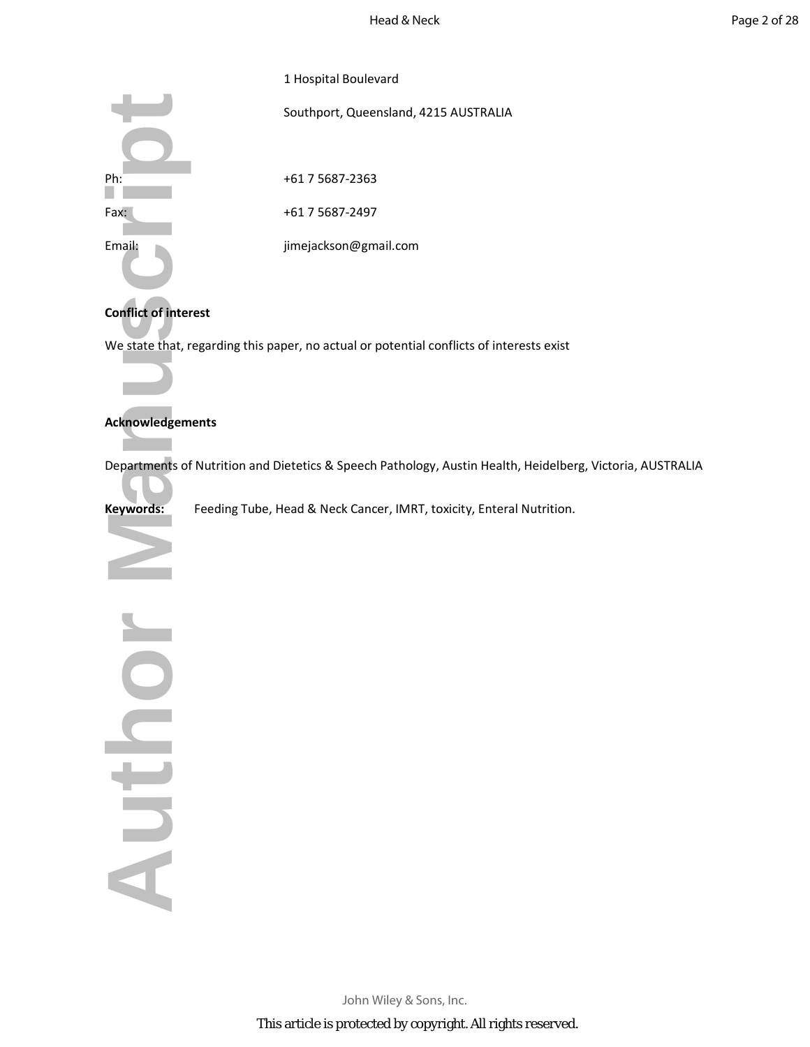1 Hospital Boulevard

Southport, Queensland, 4215 AUSTRALIA

Ph: +61 7 5687-2363

Fax: +61 7 5687-2497

Email: jimejackson@gmail.com

**Conflict of interest**

We state that, regarding this paper, no actual or potential conflicts of interests exist

**Acknowledgements**

Departments of Nutrition and Dietetics & Speech Pathology, Austin Health, Heidelberg, Victoria, AUSTRALIA

**Keywords:** Feeding Tube, Head & Neck Cancer, IMRT, toxicity, Enteral Nutrition.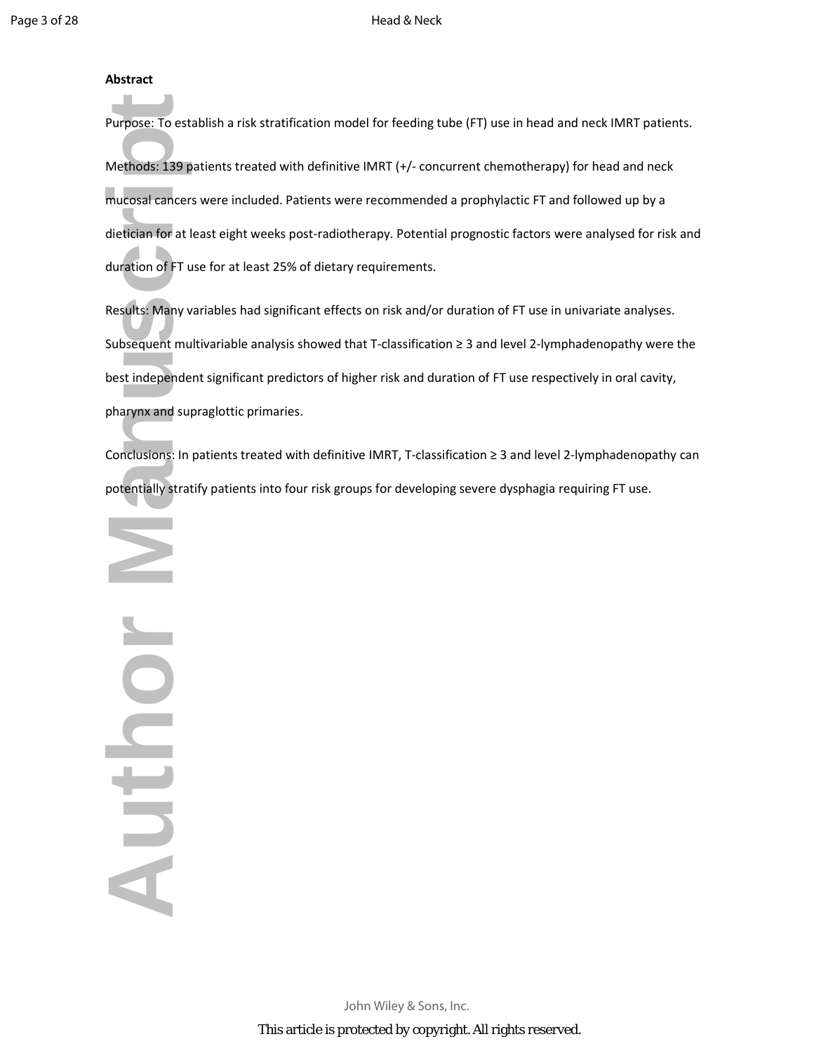**Abstract**

Purpose: To establish a risk stratification model for feeding tube (FT) use in head and neck IMRT patients.

Methods: 139 patients treated with definitive IMRT (+/- concurrent chemotherapy) for head and neck mucosal cancers were included. Patients were recommended a prophylactic FT and followed up by a dietician for at least eight weeks post-radiotherapy. Potential prognostic factors were analysed for risk and duration of FT use for at least 25% of dietary requirements.

Results: Many variables had significant effects on risk and/or duration of FT use in univariate analyses. Subsequent multivariable analysis showed that T-classification ≥ 3 and level 2-lymphadenopathy were the best independent significant predictors of higher risk and duration of FT use respectively in oral cavity, pharynx and supraglottic primaries.

Conclusions: In patients treated with definitive IMRT, T-classification ≥ 3 and level 2-lymphadenopathy can potentially stratify patients into four risk groups for developing severe dysphagia requiring FT use.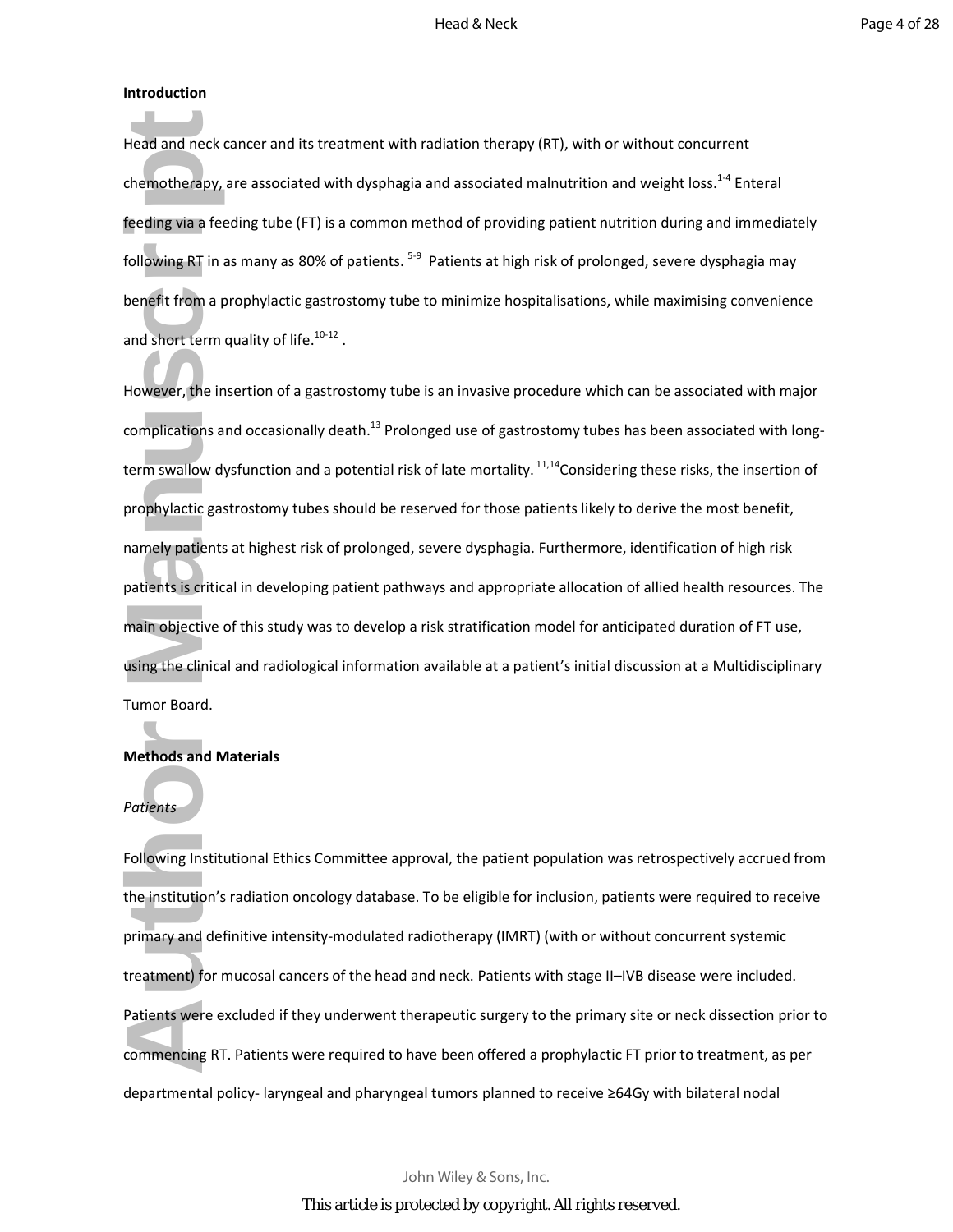## Introduction

Head and neck cancer and its treatment with radiation therapy (RT), with or without concurrent chemotherapy, are associated with dysphagia and associated malnutrition and weight loss.[1-4] Enteral feeding via a feeding tube (FT) is a common method of providing patient nutrition during and immediately following RT in as many as 80% of patients. [5-9] Patients at high risk of prolonged, severe dysphagia may benefit from a prophylactic gastrostomy tube to minimize hospitalisations, while maximising convenience and short term quality of life.[10-12] .

However, the insertion of a gastrostomy tube is an invasive procedure which can be associated with major complications and occasionally death.[13] Prolonged use of gastrostomy tubes has been associated with long-term swallow dysfunction and a potential risk of late mortality. [11,14]Considering these risks, the insertion of prophylactic gastrostomy tubes should be reserved for those patients likely to derive the most benefit, namely patients at highest risk of prolonged, severe dysphagia. Furthermore, identification of high risk patients is critical in developing patient pathways and appropriate allocation of allied health resources. The main objective of this study was to develop a risk stratification model for anticipated duration of FT use, using the clinical and radiological information available at a patient's initial discussion at a Multidisciplinary Tumor Board.

## Methods and Materials

### *Patients*

Following Institutional Ethics Committee approval, the patient population was retrospectively accrued from the institution's radiation oncology database. To be eligible for inclusion, patients were required to receive primary and definitive intensity-modulated radiotherapy (IMRT) (with or without concurrent systemic treatment) for mucosal cancers of the head and neck. Patients with stage II–IVB disease were included. Patients were excluded if they underwent therapeutic surgery to the primary site or neck dissection prior to commencing RT. Patients were required to have been offered a prophylactic FT prior to treatment, as per departmental policy- laryngeal and pharyngeal tumors planned to receive ≥64Gy with bilateral nodal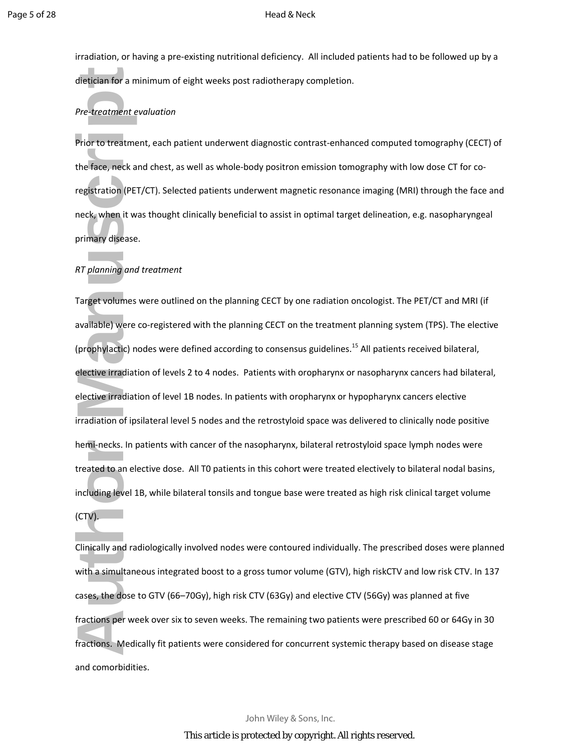irradiation, or having a pre-existing nutritional deficiency. All included patients had to be followed up by a dietician for a minimum of eight weeks post radiotherapy completion.

*Pre-treatment evaluation*

Prior to treatment, each patient underwent diagnostic contrast-enhanced computed tomography (CECT) of the face, neck and chest, as well as whole-body positron emission tomography with low dose CT for co-registration (PET/CT). Selected patients underwent magnetic resonance imaging (MRI) through the face and neck, when it was thought clinically beneficial to assist in optimal target delineation, e.g. nasopharyngeal primary disease.

*RT planning and treatment*

Target volumes were outlined on the planning CECT by one radiation oncologist. The PET/CT and MRI (if available) were co-registered with the planning CECT on the treatment planning system (TPS). The elective (prophylactic) nodes were defined according to consensus guidelines.[15] All patients received bilateral, elective irradiation of levels 2 to 4 nodes. Patients with oropharynx or nasopharynx cancers had bilateral, elective irradiation of level 1B nodes. In patients with oropharynx or hypopharynx cancers elective irradiation of ipsilateral level 5 nodes and the retrostyloid space was delivered to clinically node positive hemi-necks. In patients with cancer of the nasopharynx, bilateral retrostyloid space lymph nodes were treated to an elective dose. All T0 patients in this cohort were treated electively to bilateral nodal basins, including level 1B, while bilateral tonsils and tongue base were treated as high risk clinical target volume (CTV).

Clinically and radiologically involved nodes were contoured individually. The prescribed doses were planned with a simultaneous integrated boost to a gross tumor volume (GTV), high riskCTV and low risk CTV. In 137 cases, the dose to GTV (66–70Gy), high risk CTV (63Gy) and elective CTV (56Gy) was planned at five fractions per week over six to seven weeks. The remaining two patients were prescribed 60 or 64Gy in 30 fractions. Medically fit patients were considered for concurrent systemic therapy based on disease stage and comorbidities.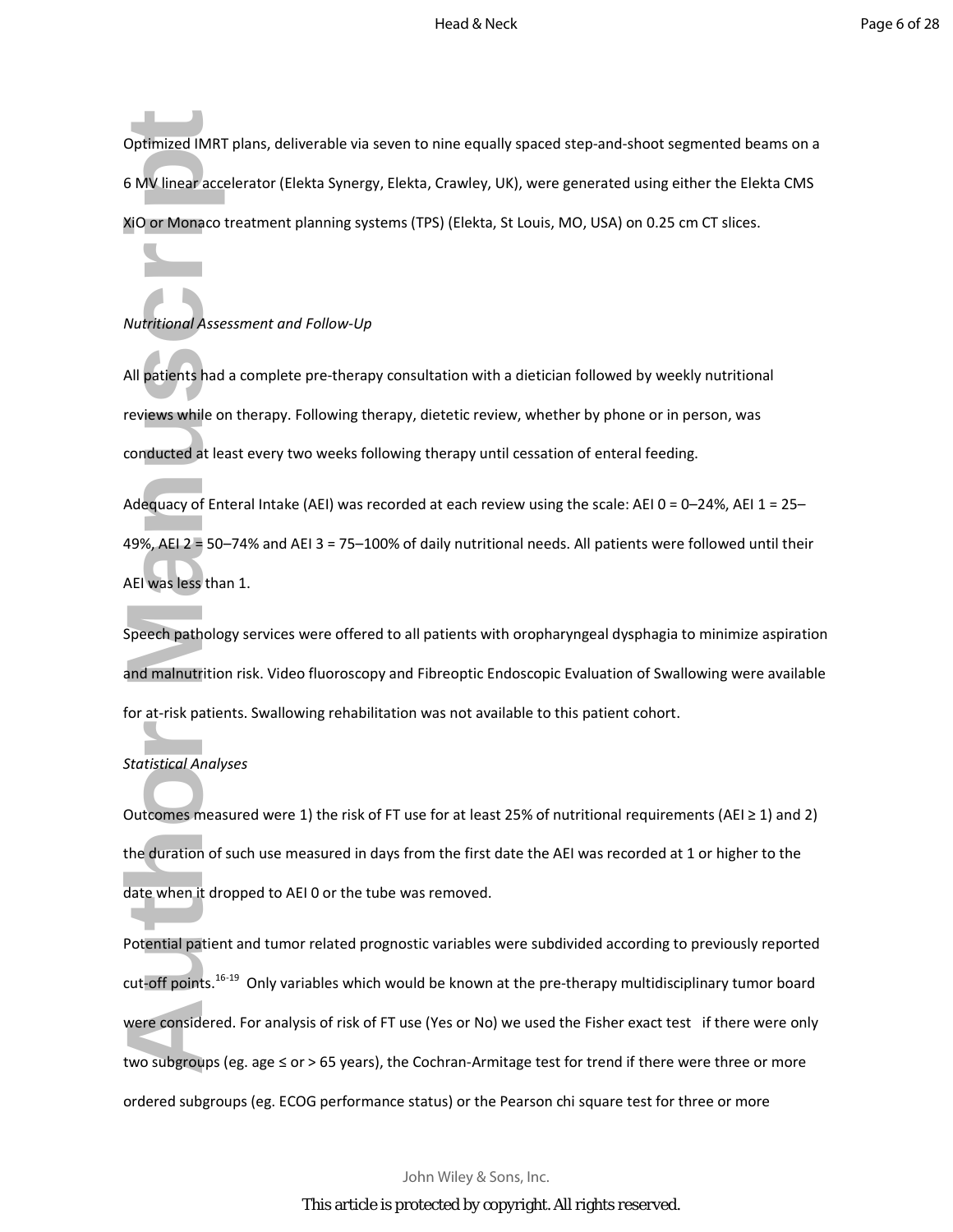Optimized IMRT plans, deliverable via seven to nine equally spaced step-and-shoot segmented beams on a 6 MV linear accelerator (Elekta Synergy, Elekta, Crawley, UK), were generated using either the Elekta CMS XiO or Monaco treatment planning systems (TPS) (Elekta, St Louis, MO, USA) on 0.25 cm CT slices.

*Nutritional Assessment and Follow-Up*

All patients had a complete pre-therapy consultation with a dietician followed by weekly nutritional reviews while on therapy. Following therapy, dietetic review, whether by phone or in person, was conducted at least every two weeks following therapy until cessation of enteral feeding.

Adequacy of Enteral Intake (AEI) was recorded at each review using the scale: AEI 0 = 0–24%, AEI 1 = 25–49%, AEI 2 = 50–74% and AEI 3 = 75–100% of daily nutritional needs. All patients were followed until their AEI was less than 1.

Speech pathology services were offered to all patients with oropharyngeal dysphagia to minimize aspiration and malnutrition risk. Video fluoroscopy and Fibreoptic Endoscopic Evaluation of Swallowing were available for at-risk patients. Swallowing rehabilitation was not available to this patient cohort.

*Statistical Analyses*

Outcomes measured were 1) the risk of FT use for at least 25% of nutritional requirements (AEI ≥ 1) and 2) the duration of such use measured in days from the first date the AEI was recorded at 1 or higher to the date when it dropped to AEI 0 or the tube was removed.

Potential patient and tumor related prognostic variables were subdivided according to previously reported cut-off points.[16-19] Only variables which would be known at the pre-therapy multidisciplinary tumor board were considered. For analysis of risk of FT use (Yes or No) we used the Fisher exact test if there were only two subgroups (eg. age ≤ or > 65 years), the Cochran-Armitage test for trend if there were three or more ordered subgroups (eg. ECOG performance status) or the Pearson chi square test for three or more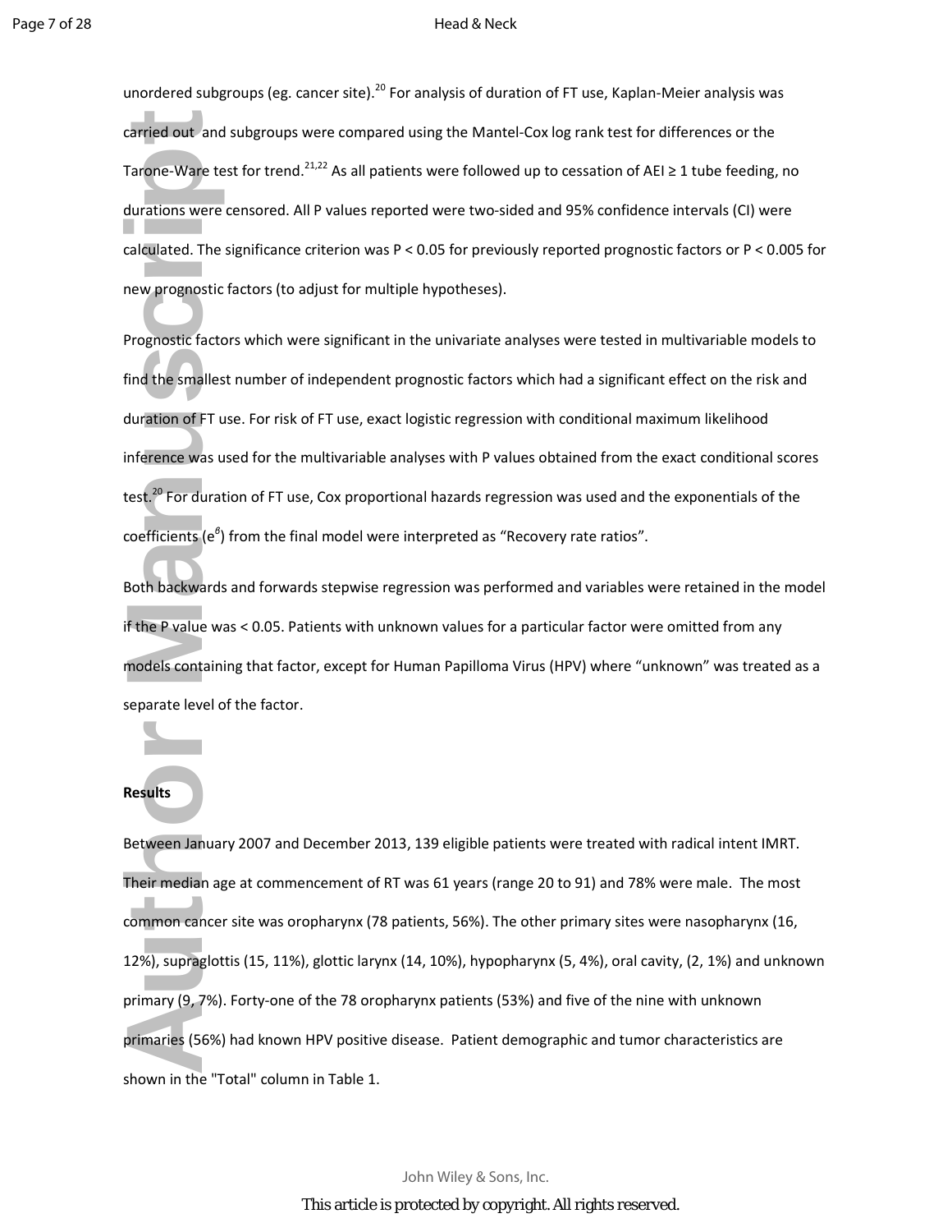unordered subgroups (eg. cancer site).[20] For analysis of duration of FT use, Kaplan-Meier analysis was carried out and subgroups were compared using the Mantel-Cox log rank test for differences or the Tarone-Ware test for trend.[21,22] As all patients were followed up to cessation of AEI ≥ 1 tube feeding, no durations were censored. All P values reported were two-sided and 95% confidence intervals (CI) were calculated. The significance criterion was $P < 0.05$ for previously reported prognostic factors or $P < 0.005$ for new prognostic factors (to adjust for multiple hypotheses).

Prognostic factors which were significant in the univariate analyses were tested in multivariable models to find the smallest number of independent prognostic factors which had a significant effect on the risk and duration of FT use. For risk of FT use, exact logistic regression with conditional maximum likelihood inference was used for the multivariable analyses with P values obtained from the exact conditional scores test.[20] For duration of FT use, Cox proportional hazards regression was used and the exponentials of the coefficients ($e^{\beta}$) from the final model were interpreted as "Recovery rate ratios".

Both backwards and forwards stepwise regression was performed and variables were retained in the model if the P value was < 0.05. Patients with unknown values for a particular factor were omitted from any models containing that factor, except for Human Papilloma Virus (HPV) where "unknown" was treated as a separate level of the factor.

**Results**

Between January 2007 and December 2013, 139 eligible patients were treated with radical intent IMRT. Their median age at commencement of RT was 61 years (range 20 to 91) and 78% were male. The most common cancer site was oropharynx (78 patients, 56%). The other primary sites were nasopharynx (16, 12%), supraglottis (15, 11%), glottic larynx (14, 10%), hypopharynx (5, 4%), oral cavity, (2, 1%) and unknown primary (9, 7%). Forty-one of the 78 oropharynx patients (53%) and five of the nine with unknown primaries (56%) had known HPV positive disease. Patient demographic and tumor characteristics are shown in the "Total" column in Table 1.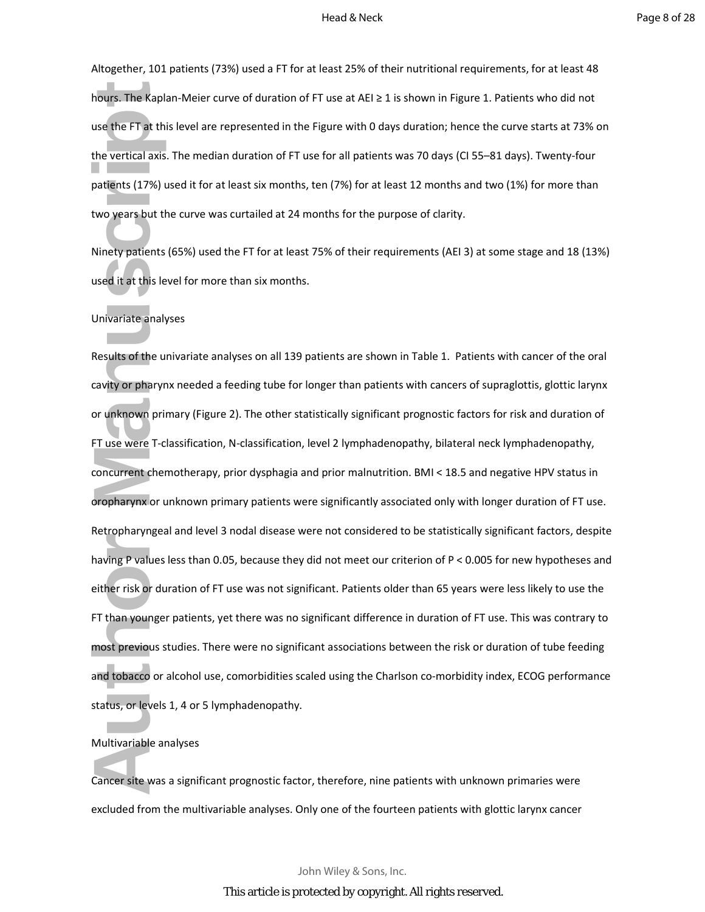Altogether, 101 patients (73%) used a FT for at least 25% of their nutritional requirements, for at least 48 hours. The Kaplan-Meier curve of duration of FT use at AEI ≥ 1 is shown in Figure 1. Patients who did not use the FT at this level are represented in the Figure with 0 days duration; hence the curve starts at 73% on the vertical axis. The median duration of FT use for all patients was 70 days (CI 55–81 days). Twenty-four patients (17%) used it for at least six months, ten (7%) for at least 12 months and two (1%) for more than two years but the curve was curtailed at 24 months for the purpose of clarity.

Ninety patients (65%) used the FT for at least 75% of their requirements (AEI 3) at some stage and 18 (13%) used it at this level for more than six months.

Univariate analyses

Results of the univariate analyses on all 139 patients are shown in Table 1. Patients with cancer of the oral cavity or pharynx needed a feeding tube for longer than patients with cancers of supraglottis, glottic larynx or unknown primary (Figure 2). The other statistically significant prognostic factors for risk and duration of FT use were T-classification, N-classification, level 2 lymphadenopathy, bilateral neck lymphadenopathy, concurrent chemotherapy, prior dysphagia and prior malnutrition. BMI < 18.5 and negative HPV status in oropharynx or unknown primary patients were significantly associated only with longer duration of FT use. Retropharyngeal and level 3 nodal disease were not considered to be statistically significant factors, despite having P values less than 0.05, because they did not meet our criterion of $P < 0.005$ for new hypotheses and either risk or duration of FT use was not significant. Patients older than 65 years were less likely to use the FT than younger patients, yet there was no significant difference in duration of FT use. This was contrary to most previous studies. There were no significant associations between the risk or duration of tube feeding and tobacco or alcohol use, comorbidities scaled using the Charlson co-morbidity index, ECOG performance status, or levels 1, 4 or 5 lymphadenopathy.

Multivariable analyses

Cancer site was a significant prognostic factor, therefore, nine patients with unknown primaries were excluded from the multivariable analyses. Only one of the fourteen patients with glottic larynx cancer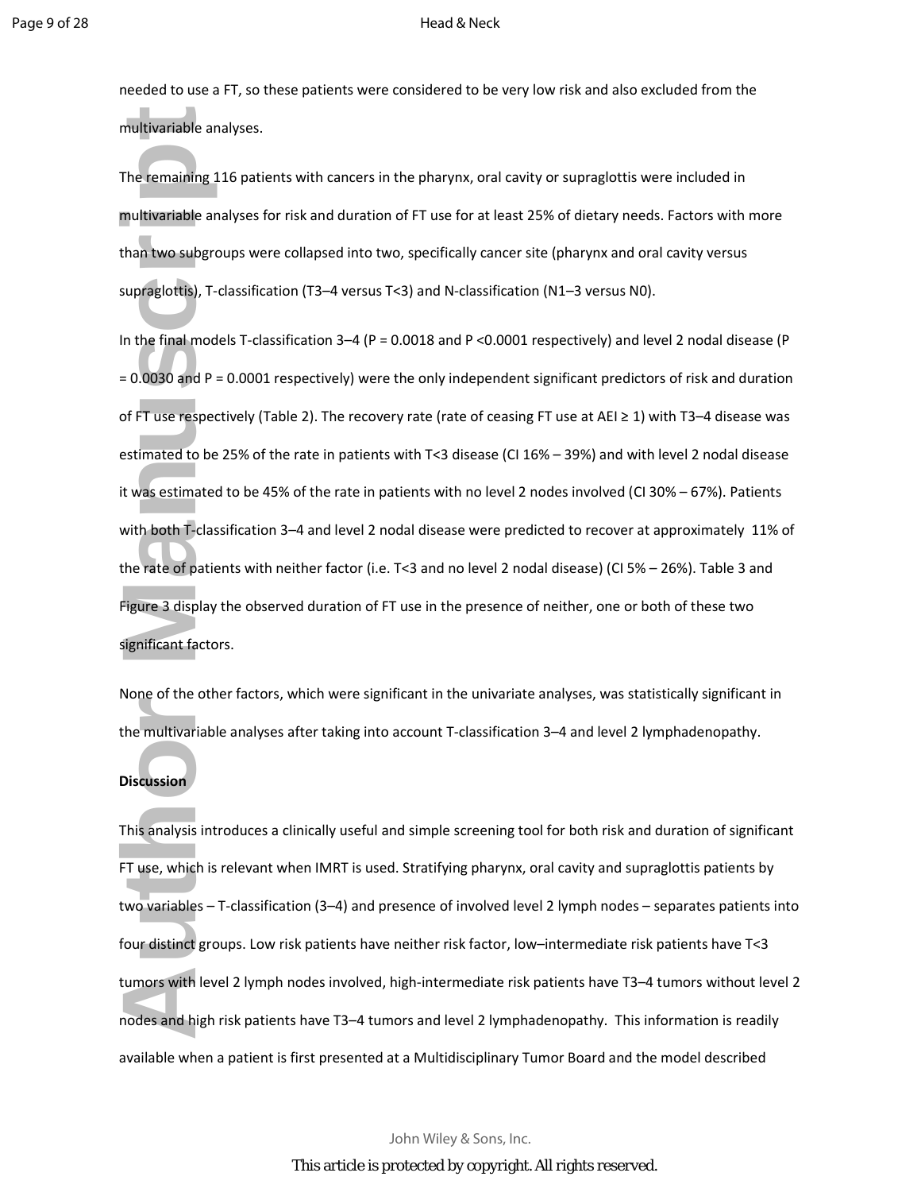needed to use a FT, so these patients were considered to be very low risk and also excluded from the multivariable analyses.

The remaining 116 patients with cancers in the pharynx, oral cavity or supraglottis were included in multivariable analyses for risk and duration of FT use for at least 25% of dietary needs. Factors with more than two subgroups were collapsed into two, specifically cancer site (pharynx and oral cavity versus supraglottis), T-classification (T3–4 versus T<3) and N-classification (N1–3 versus N0).

In the final models T-classification 3–4 ($P = 0.0018$ and $P < 0.0001$ respectively) and level 2 nodal disease ($P = 0.0030$ and $P = 0.0001$ respectively) were the only independent significant predictors of risk and duration of FT use respectively (Table 2). The recovery rate (rate of ceasing FT use at AEI ≥ 1) with T3–4 disease was estimated to be 25% of the rate in patients with T<3 disease (CI 16% – 39%) and with level 2 nodal disease it was estimated to be 45% of the rate in patients with no level 2 nodes involved (CI 30% – 67%). Patients with both T-classification 3–4 and level 2 nodal disease were predicted to recover at approximately 11% of the rate of patients with neither factor (i.e. T<3 and no level 2 nodal disease) (CI 5% – 26%). Table 3 and Figure 3 display the observed duration of FT use in the presence of neither, one or both of these two significant factors.

None of the other factors, which were significant in the univariate analyses, was statistically significant in the multivariable analyses after taking into account T-classification 3–4 and level 2 lymphadenopathy.

**Discussion**

This analysis introduces a clinically useful and simple screening tool for both risk and duration of significant FT use, which is relevant when IMRT is used. Stratifying pharynx, oral cavity and supraglottis patients by two variables – T-classification (3–4) and presence of involved level 2 lymph nodes – separates patients into four distinct groups. Low risk patients have neither risk factor, low–intermediate risk patients have T<3 tumors with level 2 lymph nodes involved, high-intermediate risk patients have T3–4 tumors without level 2 nodes and high risk patients have T3–4 tumors and level 2 lymphadenopathy. This information is readily available when a patient is first presented at a Multidisciplinary Tumor Board and the model described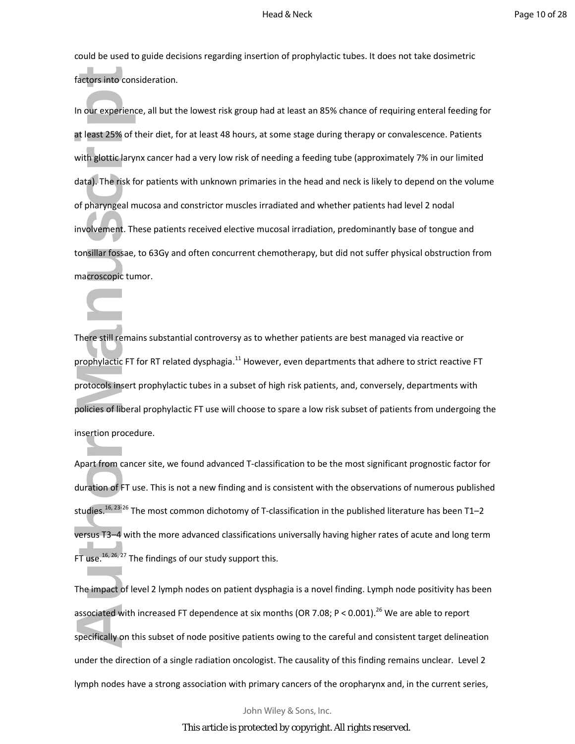could be used to guide decisions regarding insertion of prophylactic tubes. It does not take dosimetric factors into consideration.

In our experience, all but the lowest risk group had at least an 85% chance of requiring enteral feeding for at least 25% of their diet, for at least 48 hours, at some stage during therapy or convalescence. Patients with glottic larynx cancer had a very low risk of needing a feeding tube (approximately 7% in our limited data). The risk for patients with unknown primaries in the head and neck is likely to depend on the volume of pharyngeal mucosa and constrictor muscles irradiated and whether patients had level 2 nodal involvement. These patients received elective mucosal irradiation, predominantly base of tongue and tonsillar fossae, to 63Gy and often concurrent chemotherapy, but did not suffer physical obstruction from macroscopic tumor.

There still remains substantial controversy as to whether patients are best managed via reactive or prophylactic FT for RT related dysphagia.[11] However, even departments that adhere to strict reactive FT protocols insert prophylactic tubes in a subset of high risk patients, and, conversely, departments with policies of liberal prophylactic FT use will choose to spare a low risk subset of patients from undergoing the insertion procedure.

Apart from cancer site, we found advanced T-classification to be the most significant prognostic factor for duration of FT use. This is not a new finding and is consistent with the observations of numerous published studies.[16, 23-26] The most common dichotomy of T-classification in the published literature has been T1–2 versus T3–4 with the more advanced classifications universally having higher rates of acute and long term FT use.[16, 26, 27] The findings of our study support this.

The impact of level 2 lymph nodes on patient dysphagia is a novel finding. Lymph node positivity has been associated with increased FT dependence at six months (OR 7.08; $P < 0.001$).[26] We are able to report specifically on this subset of node positive patients owing to the careful and consistent target delineation under the direction of a single radiation oncologist. The causality of this finding remains unclear. Level 2 lymph nodes have a strong association with primary cancers of the oropharynx and, in the current series,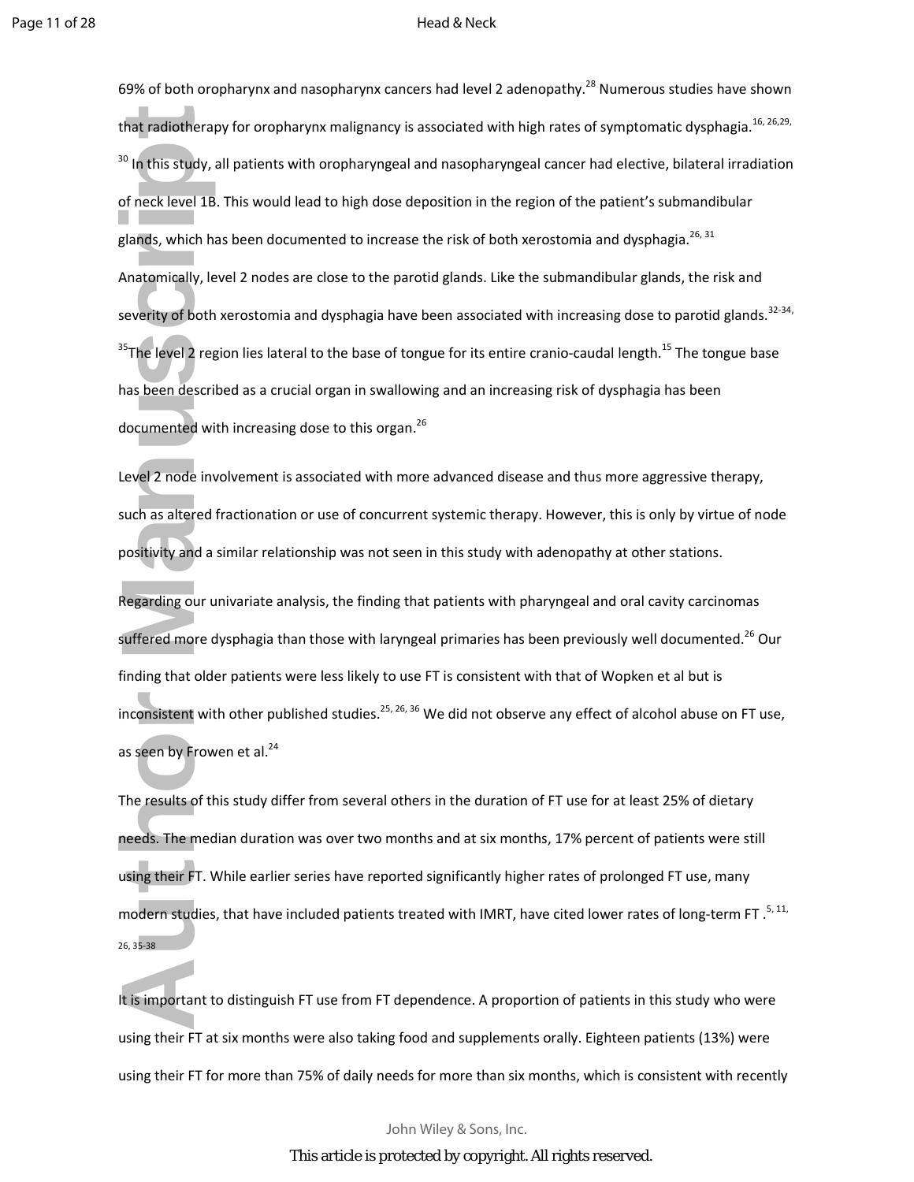69% of both oropharynx and nasopharynx cancers had level 2 adenopathy.[28] Numerous studies have shown that radiotherapy for oropharynx malignancy is associated with high rates of symptomatic dysphagia.[16, 26,29, 30] In this study, all patients with oropharyngeal and nasopharyngeal cancer had elective, bilateral irradiation of neck level 1B. This would lead to high dose deposition in the region of the patient's submandibular glands, which has been documented to increase the risk of both xerostomia and dysphagia.[26, 31] Anatomically, level 2 nodes are close to the parotid glands. Like the submandibular glands, the risk and severity of both xerostomia and dysphagia have been associated with increasing dose to parotid glands.[32-34, 35] The level 2 region lies lateral to the base of tongue for its entire cranio-caudal length.[15] The tongue base has been described as a crucial organ in swallowing and an increasing risk of dysphagia has been documented with increasing dose to this organ.[26]

Level 2 node involvement is associated with more advanced disease and thus more aggressive therapy, such as altered fractionation or use of concurrent systemic therapy. However, this is only by virtue of node positivity and a similar relationship was not seen in this study with adenopathy at other stations.

Regarding our univariate analysis, the finding that patients with pharyngeal and oral cavity carcinomas suffered more dysphagia than those with laryngeal primaries has been previously well documented.[26] Our finding that older patients were less likely to use FT is consistent with that of Wopken et al but is inconsistent with other published studies.[25, 26, 36] We did not observe any effect of alcohol abuse on FT use, as seen by Frowen et al.[24]

The results of this study differ from several others in the duration of FT use for at least 25% of dietary needs. The median duration was over two months and at six months, 17% percent of patients were still using their FT. While earlier series have reported significantly higher rates of prolonged FT use, many modern studies, that have included patients treated with IMRT, have cited lower rates of long-term FT .[5, 11, 26, 35-38]

It is important to distinguish FT use from FT dependence. A proportion of patients in this study who were using their FT at six months were also taking food and supplements orally. Eighteen patients (13%) were using their FT for more than 75% of daily needs for more than six months, which is consistent with recently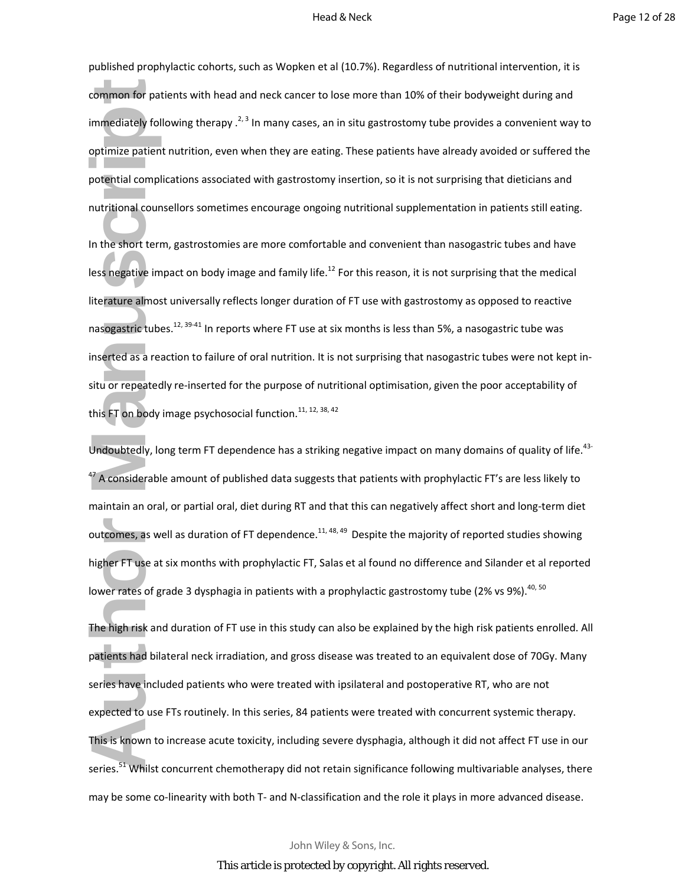published prophylactic cohorts, such as Wopken et al (10.7%). Regardless of nutritional intervention, it is common for patients with head and neck cancer to lose more than 10% of their bodyweight during and immediately following therapy .[2, 3] In many cases, an in situ gastrostomy tube provides a convenient way to optimize patient nutrition, even when they are eating. These patients have already avoided or suffered the potential complications associated with gastrostomy insertion, so it is not surprising that dieticians and nutritional counsellors sometimes encourage ongoing nutritional supplementation in patients still eating.

In the short term, gastrostomies are more comfortable and convenient than nasogastric tubes and have less negative impact on body image and family life.[12] For this reason, it is not surprising that the medical literature almost universally reflects longer duration of FT use with gastrostomy as opposed to reactive nasogastric tubes.[12, 39-41] In reports where FT use at six months is less than 5%, a nasogastric tube was inserted as a reaction to failure of oral nutrition. It is not surprising that nasogastric tubes were not kept in-situ or repeatedly re-inserted for the purpose of nutritional optimisation, given the poor acceptability of this FT on body image psychosocial function.[11, 12, 38, 42]

Undoubtedly, long term FT dependence has a striking negative impact on many domains of quality of life.[43-47] A considerable amount of published data suggests that patients with prophylactic FT's are less likely to maintain an oral, or partial oral, diet during RT and that this can negatively affect short and long-term diet outcomes, as well as duration of FT dependence.[11, 48, 49] Despite the majority of reported studies showing higher FT use at six months with prophylactic FT, Salas et al found no difference and Silander et al reported lower rates of grade 3 dysphagia in patients with a prophylactic gastrostomy tube (2% vs 9%).[40, 50]

The high risk and duration of FT use in this study can also be explained by the high risk patients enrolled. All patients had bilateral neck irradiation, and gross disease was treated to an equivalent dose of 70Gy. Many series have included patients who were treated with ipsilateral and postoperative RT, who are not expected to use FTs routinely. In this series, 84 patients were treated with concurrent systemic therapy. This is known to increase acute toxicity, including severe dysphagia, although it did not affect FT use in our series.[51] Whilst concurrent chemotherapy did not retain significance following multivariable analyses, there may be some co-linearity with both T- and N-classification and the role it plays in more advanced disease.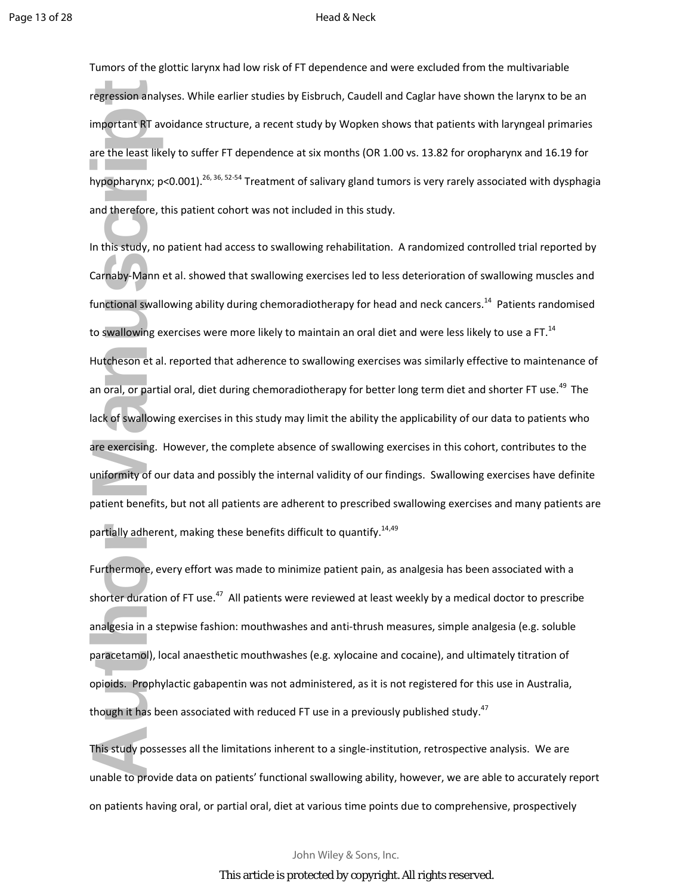Tumors of the glottic larynx had low risk of FT dependence and were excluded from the multivariable regression analyses. While earlier studies by Eisbruch, Caudell and Caglar have shown the larynx to be an important RT avoidance structure, a recent study by Wopken shows that patients with laryngeal primaries are the least likely to suffer FT dependence at six months (OR 1.00 vs. 13.82 for oropharynx and 16.19 for hypopharynx; p<0.001).[26, 36, 52-54] Treatment of salivary gland tumors is very rarely associated with dysphagia and therefore, this patient cohort was not included in this study.

In this study, no patient had access to swallowing rehabilitation. A randomized controlled trial reported by Carnaby-Mann et al. showed that swallowing exercises led to less deterioration of swallowing muscles and functional swallowing ability during chemoradiotherapy for head and neck cancers.[14] Patients randomised to swallowing exercises were more likely to maintain an oral diet and were less likely to use a FT.[14] Hutcheson et al. reported that adherence to swallowing exercises was similarly effective to maintenance of an oral, or partial oral, diet during chemoradiotherapy for better long term diet and shorter FT use.[49] The lack of swallowing exercises in this study may limit the ability the applicability of our data to patients who are exercising. However, the complete absence of swallowing exercises in this cohort, contributes to the uniformity of our data and possibly the internal validity of our findings. Swallowing exercises have definite patient benefits, but not all patients are adherent to prescribed swallowing exercises and many patients are partially adherent, making these benefits difficult to quantify.[14,49]

Furthermore, every effort was made to minimize patient pain, as analgesia has been associated with a shorter duration of FT use.[47] All patients were reviewed at least weekly by a medical doctor to prescribe analgesia in a stepwise fashion: mouthwashes and anti-thrush measures, simple analgesia (e.g. soluble paracetamol), local anaesthetic mouthwashes (e.g. xylocaine and cocaine), and ultimately titration of opioids. Prophylactic gabapentin was not administered, as it is not registered for this use in Australia, though it has been associated with reduced FT use in a previously published study.[47]

This study possesses all the limitations inherent to a single-institution, retrospective analysis. We are unable to provide data on patients' functional swallowing ability, however, we are able to accurately report on patients having oral, or partial oral, diet at various time points due to comprehensive, prospectively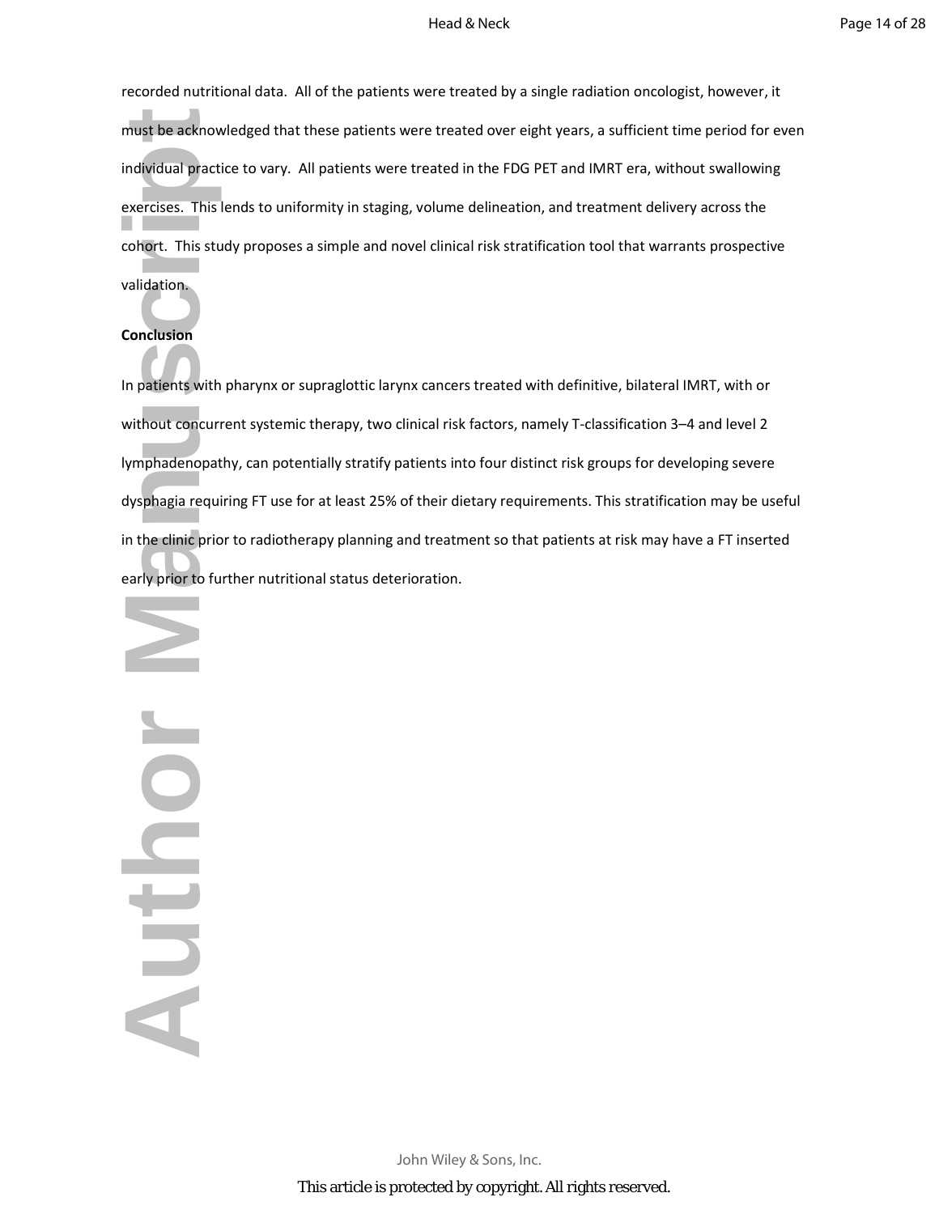recorded nutritional data. All of the patients were treated by a single radiation oncologist, however, it must be acknowledged that these patients were treated over eight years, a sufficient time period for even individual practice to vary. All patients were treated in the FDG PET and IMRT era, without swallowing exercises. This lends to uniformity in staging, volume delineation, and treatment delivery across the cohort. This study proposes a simple and novel clinical risk stratification tool that warrants prospective validation.

**Conclusion**

In patients with pharynx or supraglottic larynx cancers treated with definitive, bilateral IMRT, with or without concurrent systemic therapy, two clinical risk factors, namely T-classification 3–4 and level 2 lymphadenopathy, can potentially stratify patients into four distinct risk groups for developing severe dysphagia requiring FT use for at least 25% of their dietary requirements. This stratification may be useful in the clinic prior to radiotherapy planning and treatment so that patients at risk may have a FT inserted early prior to further nutritional status deterioration.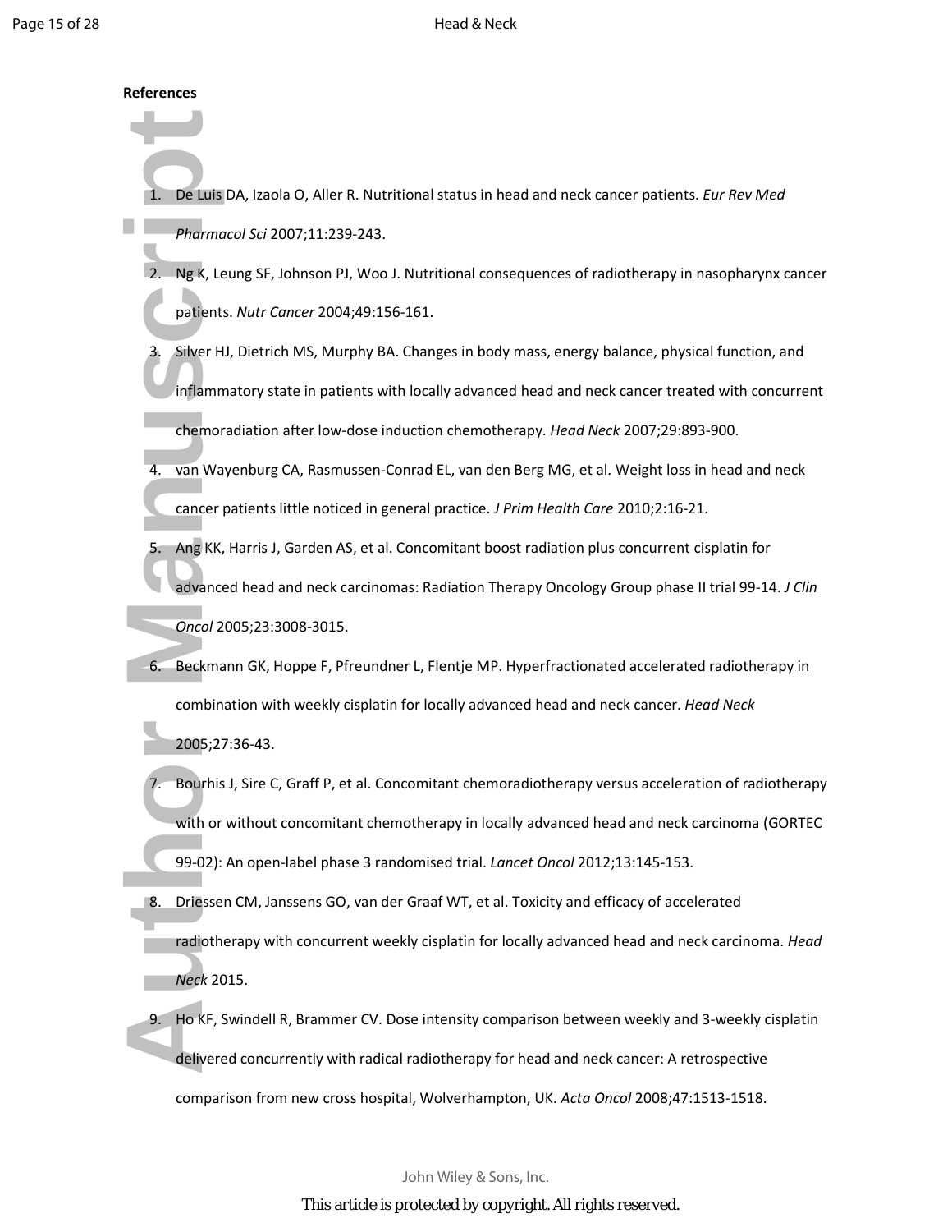**References**

1. De Luis DA, Izaola O, Aller R. Nutritional status in head and neck cancer patients. *Eur Rev Med Pharmacol Sci* 2007;11:239-243.
2. Ng K, Leung SF, Johnson PJ, Woo J. Nutritional consequences of radiotherapy in nasopharynx cancer patients. *Nutr Cancer* 2004;49:156-161.
3. Silver HJ, Dietrich MS, Murphy BA. Changes in body mass, energy balance, physical function, and inflammatory state in patients with locally advanced head and neck cancer treated with concurrent chemoradiation after low-dose induction chemotherapy. *Head Neck* 2007;29:893-900.
4. van Wayenburg CA, Rasmussen-Conrad EL, van den Berg MG, et al. Weight loss in head and neck cancer patients little noticed in general practice. *J Prim Health Care* 2010;2:16-21.
5. Ang KK, Harris J, Garden AS, et al. Concomitant boost radiation plus concurrent cisplatin for advanced head and neck carcinomas: Radiation Therapy Oncology Group phase II trial 99-14. *J Clin Oncol* 2005;23:3008-3015.
6. Beckmann GK, Hoppe F, Pfreundner L, Flentje MP. Hyperfractionated accelerated radiotherapy in combination with weekly cisplatin for locally advanced head and neck cancer. *Head Neck* 2005;27:36-43.
7. Bourhis J, Sire C, Graff P, et al. Concomitant chemoradiotherapy versus acceleration of radiotherapy with or without concomitant chemotherapy in locally advanced head and neck carcinoma (GORTEC 99-02): An open-label phase 3 randomised trial. *Lancet Oncol* 2012;13:145-153.
8. Driessen CM, Janssens GO, van der Graaf WT, et al. Toxicity and efficacy of accelerated radiotherapy with concurrent weekly cisplatin for locally advanced head and neck carcinoma. *Head Neck* 2015.
9. Ho KF, Swindell R, Brammer CV. Dose intensity comparison between weekly and 3-weekly cisplatin delivered concurrently with radical radiotherapy for head and neck cancer: A retrospective comparison from new cross hospital, Wolverhampton, UK. *Acta Oncol* 2008;47:1513-1518.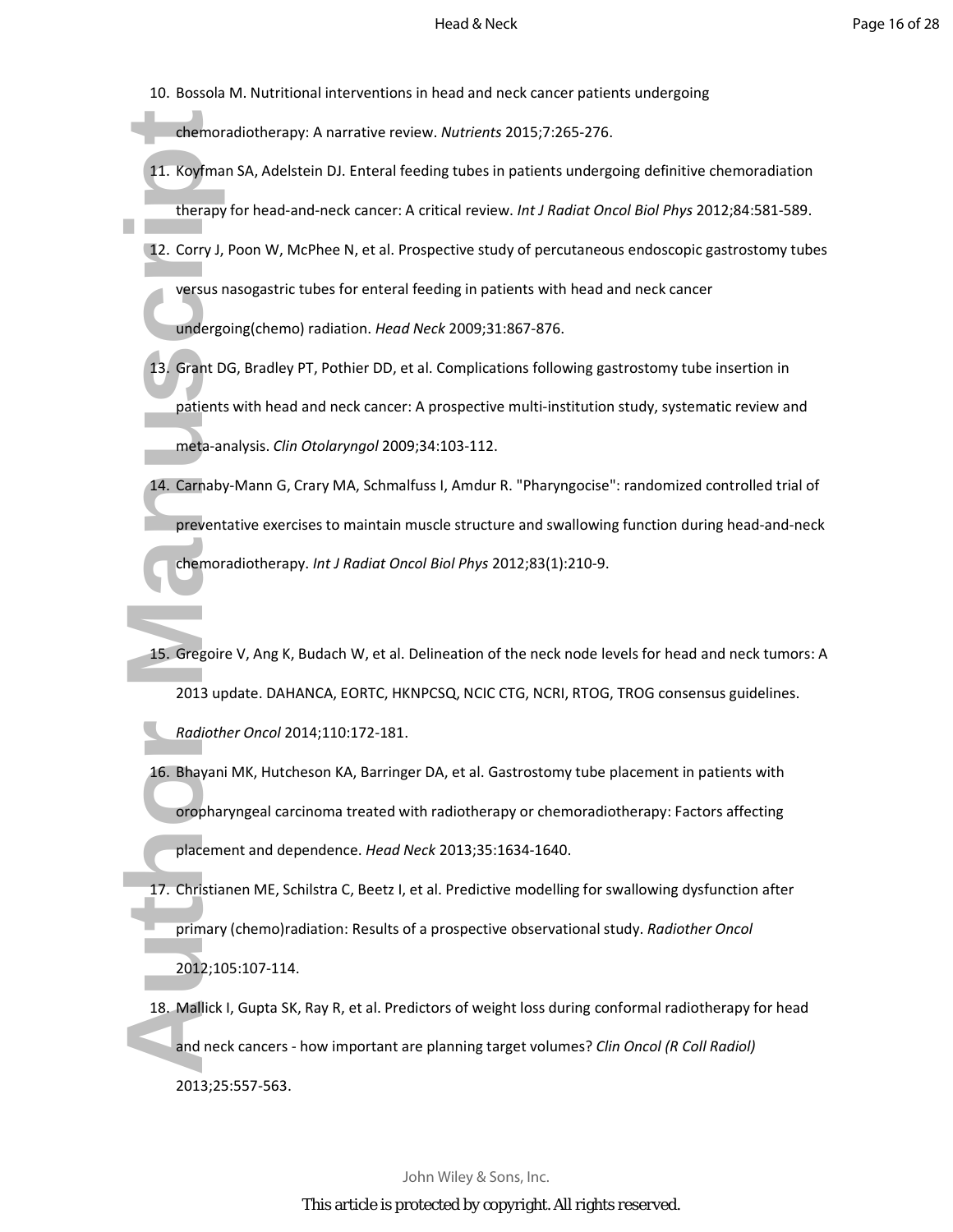10. Bossola M. Nutritional interventions in head and neck cancer patients undergoing chemoradiotherapy: A narrative review. *Nutrients* 2015;7:265-276.
11. Koyfman SA, Adelstein DJ. Enteral feeding tubes in patients undergoing definitive chemoradiation therapy for head-and-neck cancer: A critical review. *Int J Radiat Oncol Biol Phys* 2012;84:581-589.
12. Corry J, Poon W, McPhee N, et al. Prospective study of percutaneous endoscopic gastrostomy tubes versus nasogastric tubes for enteral feeding in patients with head and neck cancer undergoing(chemo) radiation. *Head Neck* 2009;31:867-876.
13. Grant DG, Bradley PT, Pothier DD, et al. Complications following gastrostomy tube insertion in patients with head and neck cancer: A prospective multi-institution study, systematic review and meta-analysis. *Clin Otolaryngol* 2009;34:103-112.
14. Carnaby-Mann G, Crary MA, Schmalfuss I, Amdur R. "Pharyngocise": randomized controlled trial of preventative exercises to maintain muscle structure and swallowing function during head-and-neck chemoradiotherapy. *Int J Radiat Oncol Biol Phys* 2012;83(1):210-9.
15. Gregoire V, Ang K, Budach W, et al. Delineation of the neck node levels for head and neck tumors: A 2013 update. DAHANCA, EORTC, HKNPCSQ, NCIC CTG, NCRI, RTOG, TROG consensus guidelines. *Radiother Oncol* 2014;110:172-181.
16. Bhayani MK, Hutcheson KA, Barringer DA, et al. Gastrostomy tube placement in patients with oropharyngeal carcinoma treated with radiotherapy or chemoradiotherapy: Factors affecting placement and dependence. *Head Neck* 2013;35:1634-1640.
17. Christianen ME, Schilstra C, Beetz I, et al. Predictive modelling for swallowing dysfunction after primary (chemo)radiation: Results of a prospective observational study. *Radiother Oncol* 2012;105:107-114.
18. Mallick I, Gupta SK, Ray R, et al. Predictors of weight loss during conformal radiotherapy for head and neck cancers - how important are planning target volumes? *Clin Oncol (R Coll Radiol)* 2013;25:557-563.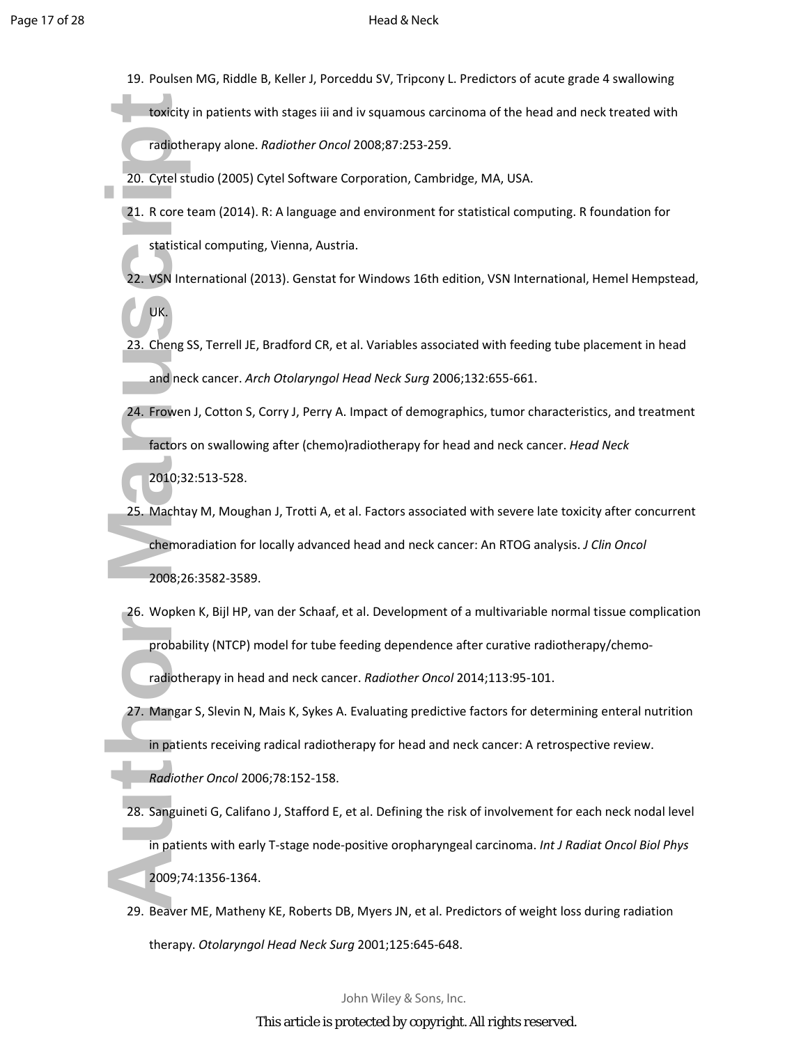19. Poulsen MG, Riddle B, Keller J, Porceddu SV, Tripcony L. Predictors of acute grade 4 swallowing toxicity in patients with stages iii and iv squamous carcinoma of the head and neck treated with radiotherapy alone. *Radiother Oncol* 2008;87:253-259.
20. Cytel studio (2005) Cytel Software Corporation, Cambridge, MA, USA.
21. R core team (2014). R: A language and environment for statistical computing. R foundation for statistical computing, Vienna, Austria.
22. VSN International (2013). Genstat for Windows 16th edition, VSN International, Hemel Hempstead, UK.
23. Cheng SS, Terrell JE, Bradford CR, et al. Variables associated with feeding tube placement in head and neck cancer. *Arch Otolaryngol Head Neck Surg* 2006;132:655-661.
24. Frowen J, Cotton S, Corry J, Perry A. Impact of demographics, tumor characteristics, and treatment factors on swallowing after (chemo)radiotherapy for head and neck cancer. *Head Neck* 2010;32:513-528.
25. Machtay M, Moughan J, Trotti A, et al. Factors associated with severe late toxicity after concurrent chemoradiation for locally advanced head and neck cancer: An RTOG analysis. *J Clin Oncol* 2008;26:3582-3589.
26. Wopken K, Bijl HP, van der Schaaf, et al. Development of a multivariable normal tissue complication probability (NTCP) model for tube feeding dependence after curative radiotherapy/chemo-radiotherapy in head and neck cancer. *Radiother Oncol* 2014;113:95-101.
27. Mangar S, Slevin N, Mais K, Sykes A. Evaluating predictive factors for determining enteral nutrition in patients receiving radical radiotherapy for head and neck cancer: A retrospective review. *Radiother Oncol* 2006;78:152-158.
28. Sanguineti G, Califano J, Stafford E, et al. Defining the risk of involvement for each neck nodal level in patients with early T-stage node-positive oropharyngeal carcinoma. *Int J Radiat Oncol Biol Phys* 2009;74:1356-1364.
29. Beaver ME, Matheny KE, Roberts DB, Myers JN, et al. Predictors of weight loss during radiation therapy. *Otolaryngol Head Neck Surg* 2001;125:645-648.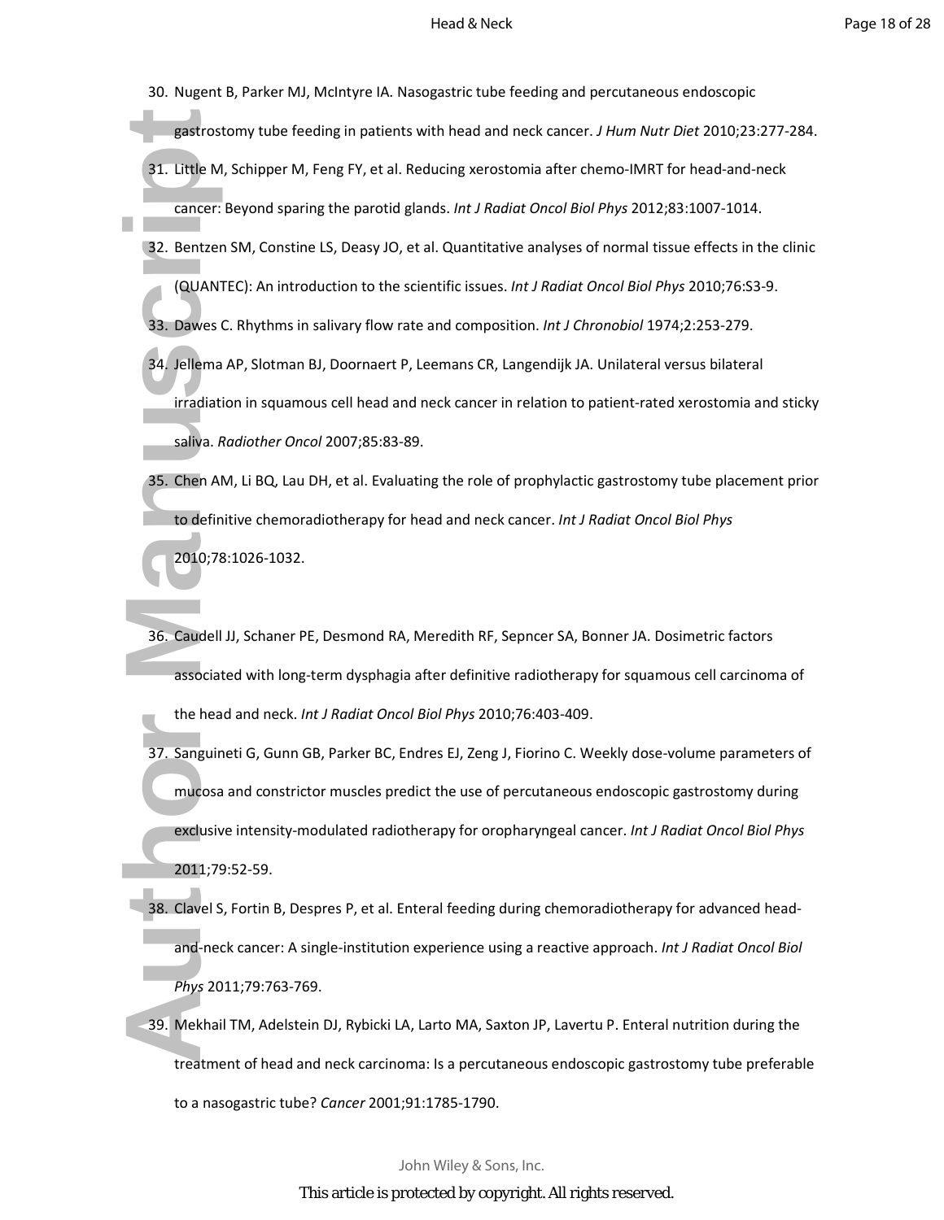30. Nugent B, Parker MJ, McIntyre IA. Nasogastric tube feeding and percutaneous endoscopic gastrostomy tube feeding in patients with head and neck cancer. *J Hum Nutr Diet* 2010;23:277-284.
31. Little M, Schipper M, Feng FY, et al. Reducing xerostomia after chemo-IMRT for head-and-neck cancer: Beyond sparing the parotid glands. *Int J Radiat Oncol Biol Phys* 2012;83:1007-1014.
32. Bentzen SM, Constine LS, Deasy JO, et al. Quantitative analyses of normal tissue effects in the clinic (QUANTEC): An introduction to the scientific issues. *Int J Radiat Oncol Biol Phys* 2010;76:S3-9.
33. Dawes C. Rhythms in salivary flow rate and composition. *Int J Chronobiol* 1974;2:253-279.
34. Jellema AP, Slotman BJ, Doornaert P, Leemans CR, Langendijk JA. Unilateral versus bilateral irradiation in squamous cell head and neck cancer in relation to patient-rated xerostomia and sticky saliva. *Radiother Oncol* 2007;85:83-89.
35. Chen AM, Li BQ, Lau DH, et al. Evaluating the role of prophylactic gastrostomy tube placement prior to definitive chemoradiotherapy for head and neck cancer. *Int J Radiat Oncol Biol Phys* 2010;78:1026-1032.
36. Caudell JJ, Schaner PE, Desmond RA, Meredith RF, Sepncer SA, Bonner JA. Dosimetric factors associated with long-term dysphagia after definitive radiotherapy for squamous cell carcinoma of the head and neck. *Int J Radiat Oncol Biol Phys* 2010;76:403-409.
37. Sanguineti G, Gunn GB, Parker BC, Endres EJ, Zeng J, Fiorino C. Weekly dose-volume parameters of mucosa and constrictor muscles predict the use of percutaneous endoscopic gastrostomy during exclusive intensity-modulated radiotherapy for oropharyngeal cancer. *Int J Radiat Oncol Biol Phys* 2011;79:52-59.
38. Clavel S, Fortin B, Despres P, et al. Enteral feeding during chemoradiotherapy for advanced head-and-neck cancer: A single-institution experience using a reactive approach. *Int J Radiat Oncol Biol Phys* 2011;79:763-769.
39. Mekhail TM, Adelstein DJ, Rybicki LA, Larto MA, Saxton JP, Lavertu P. Enteral nutrition during the treatment of head and neck carcinoma: Is a percutaneous endoscopic gastrostomy tube preferable to a nasogastric tube? *Cancer* 2001;91:1785-1790.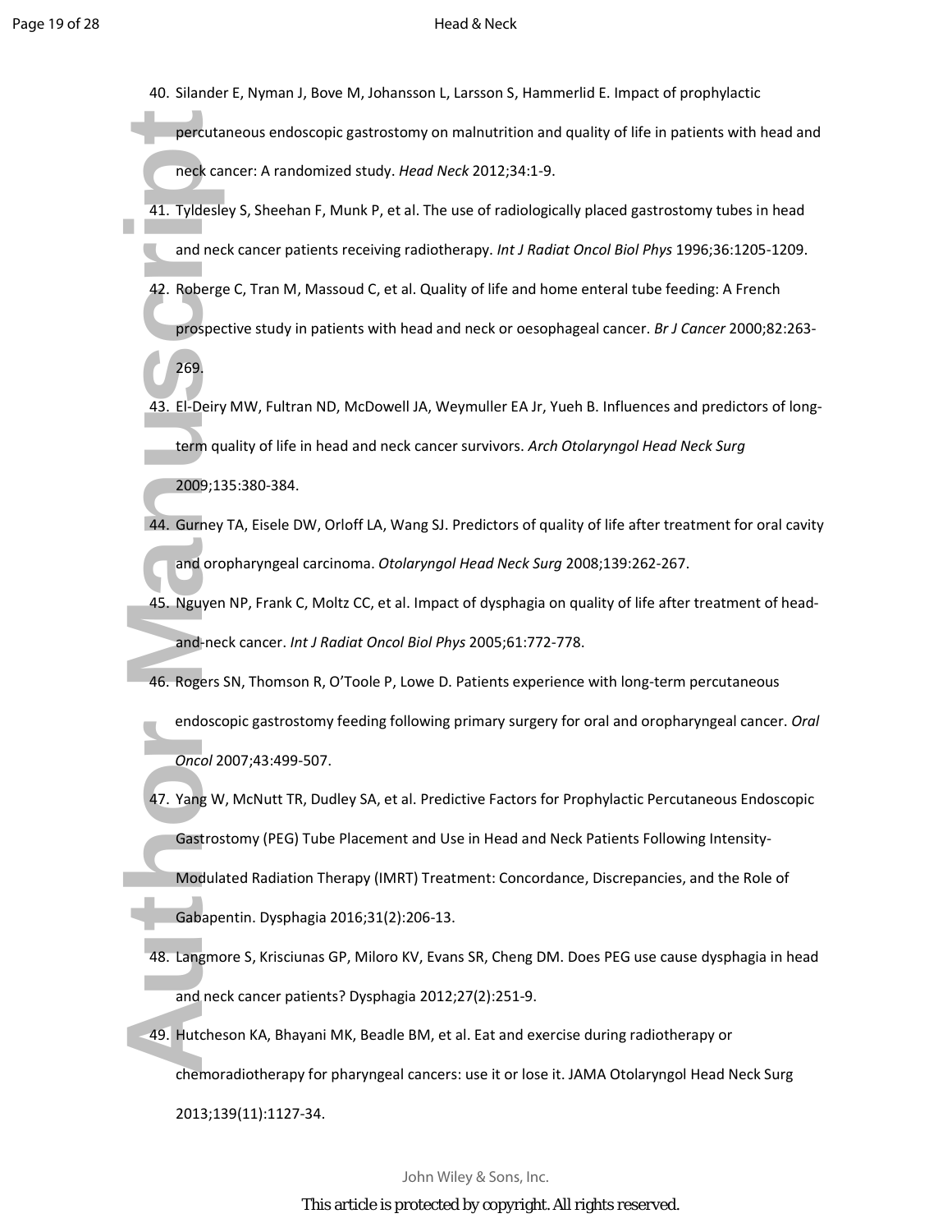40. Silander E, Nyman J, Bove M, Johansson L, Larsson S, Hammerlid E. Impact of prophylactic percutaneous endoscopic gastrostomy on malnutrition and quality of life in patients with head and neck cancer: A randomized study. *Head Neck* 2012;34:1-9.
41. Tyldesley S, Sheehan F, Munk P, et al. The use of radiologically placed gastrostomy tubes in head and neck cancer patients receiving radiotherapy. *Int J Radiat Oncol Biol Phys* 1996;36:1205-1209.
42. Roberge C, Tran M, Massoud C, et al. Quality of life and home enteral tube feeding: A French prospective study in patients with head and neck or oesophageal cancer. *Br J Cancer* 2000;82:263-269.
43. El-Deiry MW, Fultran ND, McDowell JA, Weymuller EA Jr, Yueh B. Influences and predictors of long-term quality of life in head and neck cancer survivors. *Arch Otolaryngol Head Neck Surg* 2009;135:380-384.
44. Gurney TA, Eisele DW, Orloff LA, Wang SJ. Predictors of quality of life after treatment for oral cavity and oropharyngeal carcinoma. *Otolaryngol Head Neck Surg* 2008;139:262-267.
45. Nguyen NP, Frank C, Moltz CC, et al. Impact of dysphagia on quality of life after treatment of head-and-neck cancer. *Int J Radiat Oncol Biol Phys* 2005;61:772-778.
46. Rogers SN, Thomson R, O'Toole P, Lowe D. Patients experience with long-term percutaneous endoscopic gastrostomy feeding following primary surgery for oral and oropharyngeal cancer. *Oral Oncol* 2007;43:499-507.
47. Yang W, McNutt TR, Dudley SA, et al. Predictive Factors for Prophylactic Percutaneous Endoscopic Gastrostomy (PEG) Tube Placement and Use in Head and Neck Patients Following Intensity-Modulated Radiation Therapy (IMRT) Treatment: Concordance, Discrepancies, and the Role of Gabapentin. Dysphagia 2016;31(2):206-13.
48. Langmore S, Krisciunas GP, Miloro KV, Evans SR, Cheng DM. Does PEG use cause dysphagia in head and neck cancer patients? Dysphagia 2012;27(2):251-9.
49. Hutcheson KA, Bhayani MK, Beadle BM, et al. Eat and exercise during radiotherapy or chemoradiotherapy for pharyngeal cancers: use it or lose it. JAMA Otolaryngol Head Neck Surg 2013;139(11):1127-34.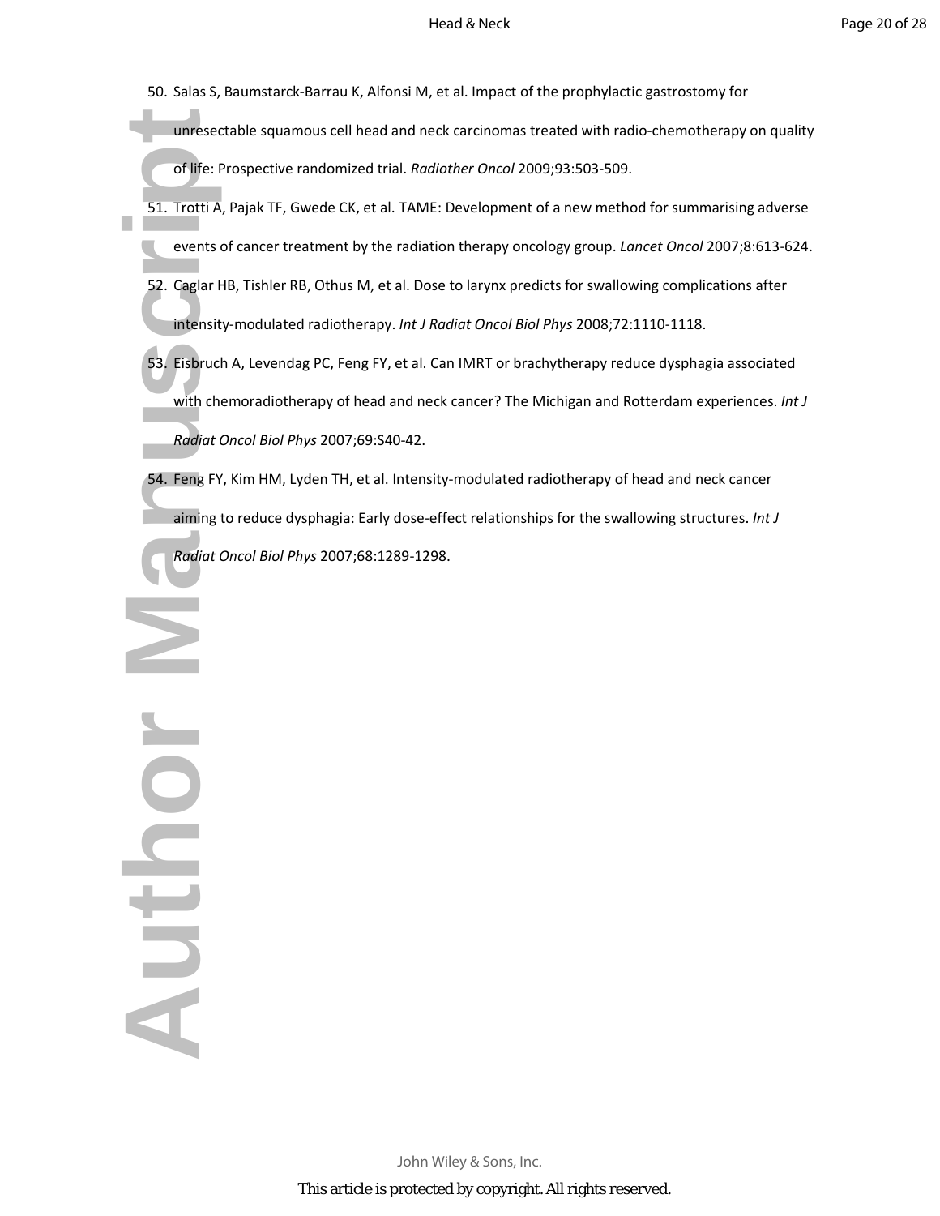50. Salas S, Baumstarck-Barrau K, Alfonsi M, et al. Impact of the prophylactic gastrostomy for unresectable squamous cell head and neck carcinomas treated with radio-chemotherapy on quality of life: Prospective randomized trial. *Radiother Oncol* 2009;93:503-509.
51. Trotti A, Pajak TF, Gwede CK, et al. TAME: Development of a new method for summarising adverse events of cancer treatment by the radiation therapy oncology group. *Lancet Oncol* 2007;8:613-624.
52. Caglar HB, Tishler RB, Othus M, et al. Dose to larynx predicts for swallowing complications after intensity-modulated radiotherapy. *Int J Radiat Oncol Biol Phys* 2008;72:1110-1118.
53. Eisbruch A, Levendag PC, Feng FY, et al. Can IMRT or brachytherapy reduce dysphagia associated with chemoradiotherapy of head and neck cancer? The Michigan and Rotterdam experiences. *Int J Radiat Oncol Biol Phys* 2007;69:S40-42.
54. Feng FY, Kim HM, Lyden TH, et al. Intensity-modulated radiotherapy of head and neck cancer aiming to reduce dysphagia: Early dose-effect relationships for the swallowing structures. *Int J Radiat Oncol Biol Phys* 2007;68:1289-1298.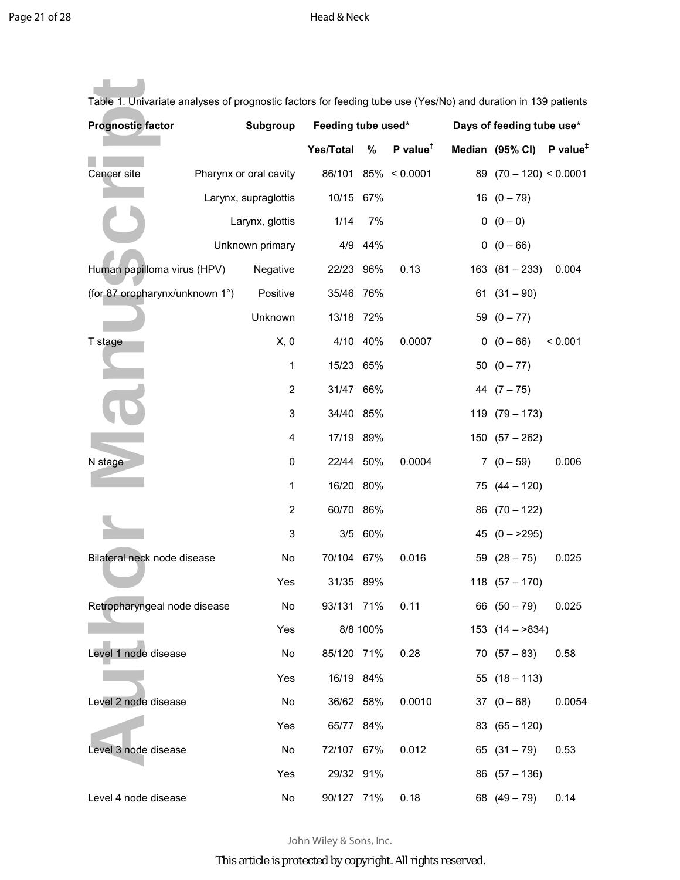Table 1. Univariate analyses of prognostic factors for feeding tube use (Yes/No) and duration in 139 patients

| Prognostic factor | Subgroup | Feeding tube used* | | | Days of feeding tube use* | | |
|---|---|---|---|---|---|---|---|
| | | Yes/Total | % | P value† | Median | (95% CI) | P value‡ |
| Cancer site | Pharynx or oral cavity | 86/101 | 85% | < 0.0001 | 89 | (70 – 120) | < 0.0001 |
| | Larynx, supraglottis | 10/15 | 67% | | 16 | (0 – 79) | |
| | Larynx, glottis | 1/14 | 7% | | 0 | (0 – 0) | |
| | Unknown primary | 4/9 | 44% | | 0 | (0 – 66) | |
| Human papilloma virus (HPV) | Negative | 22/23 | 96% | 0.13 | 163 | (81 – 233) | 0.004 |
| (for 87 oropharynx/unknown 1°) | Positive | 35/46 | 76% | | 61 | (31 – 90) | |
| | Unknown | 13/18 | 72% | | 59 | (0 – 77) | |
| T stage | X, 0 | 4/10 | 40% | 0.0007 | 0 | (0 – 66) | < 0.001 |
| | 1 | 15/23 | 65% | | 50 | (0 – 77) | |
| | 2 | 31/47 | 66% | | 44 | (7 – 75) | |
| | 3 | 34/40 | 85% | | 119 | (79 – 173) | |
| | 4 | 17/19 | 89% | | 150 | (57 – 262) | |
| N stage | 0 | 22/44 | 50% | 0.0004 | 7 | (0 – 59) | 0.006 |
| | 1 | 16/20 | 80% | | 75 | (44 – 120) | |
| | 2 | 60/70 | 86% | | 86 | (70 – 122) | |
| | 3 | 3/5 | 60% | | 45 | (0 – >295) | |
| Bilateral neck node disease | No | 70/104 | 67% | 0.016 | 59 | (28 – 75) | 0.025 |
| | Yes | 31/35 | 89% | | 118 | (57 – 170) | |
| Retropharyngeal node disease | No | 93/131 | 71% | 0.11 | 66 | (50 – 79) | 0.025 |
| | Yes | 8/8 | 100% | | 153 | (14 – >834) | |
| Level 1 node disease | No | 85/120 | 71% | 0.28 | 70 | (57 – 83) | 0.58 |
| | Yes | 16/19 | 84% | | 55 | (18 – 113) | |
| Level 2 node disease | No | 36/62 | 58% | 0.0010 | 37 | (0 – 68) | 0.0054 |
| | Yes | 65/77 | 84% | | 83 | (65 – 120) | |
| Level 3 node disease | No | 72/107 | 67% | 0.012 | 65 | (31 – 79) | 0.53 |
| | Yes | 29/32 | 91% | | 86 | (57 – 136) | |
| Level 4 node disease | No | 90/127 | 71% | 0.18 | 68 | (49 – 79) | 0.14 |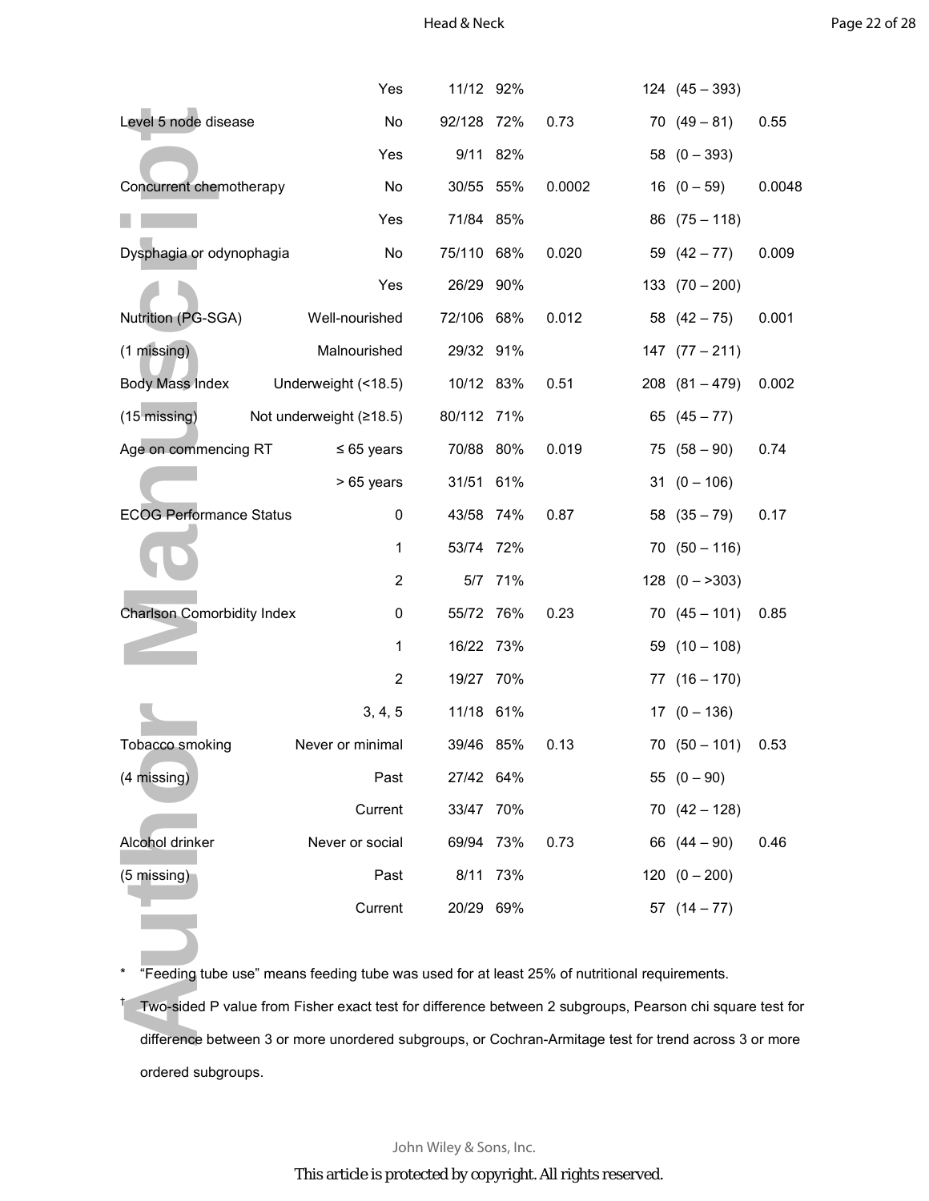| | | | | | | |
|---|---|---|---|---|---|---|
| | Yes | 11/12 | 92% | | 124 (45 – 393) | |
| Level 5 node disease | No | 92/128 | 72% | 0.73 | 70 (49 – 81) | 0.55 |
| | Yes | 9/11 | 82% | | 58 (0 – 393) | |
| Concurrent chemotherapy | No | 30/55 | 55% | 0.0002 | 16 (0 – 59) | 0.0048 |
| | Yes | 71/84 | 85% | | 86 (75 – 118) | |
| Dysphagia or odynophagia | No | 75/110 | 68% | 0.020 | 59 (42 – 77) | 0.009 |
| | Yes | 26/29 | 90% | | 133 (70 – 200) | |
| Nutrition (PG-SGA) | Well-nourished | 72/106 | 68% | 0.012 | 58 (42 – 75) | 0.001 |
| (1 missing) | Malnourished | 29/32 | 91% | | 147 (77 – 211) | |
| Body Mass Index | Underweight (<18.5) | 10/12 | 83% | 0.51 | 208 (81 – 479) | 0.002 |
| (15 missing) | Not underweight (≥18.5) | 80/112 | 71% | | 65 (45 – 77) | |
| Age on commencing RT | ≤ 65 years | 70/88 | 80% | 0.019 | 75 (58 – 90) | 0.74 |
| | > 65 years | 31/51 | 61% | | 31 (0 – 106) | |
| ECOG Performance Status | 0 | 43/58 | 74% | 0.87 | 58 (35 – 79) | 0.17 |
| | 1 | 53/74 | 72% | | 70 (50 – 116) | |
| | 2 | 5/7 | 71% | | 128 (0 – >303) | |
| Charlson Comorbidity Index | 0 | 55/72 | 76% | 0.23 | 70 (45 – 101) | 0.85 |
| | 1 | 16/22 | 73% | | 59 (10 – 108) | |
| | 2 | 19/27 | 70% | | 77 (16 – 170) | |
| | 3, 4, 5 | 11/18 | 61% | | 17 (0 – 136) | |
| Tobacco smoking | Never or minimal | 39/46 | 85% | 0.13 | 70 (50 – 101) | 0.53 |
| (4 missing) | Past | 27/42 | 64% | | 55 (0 – 90) | |
| | Current | 33/47 | 70% | | 70 (42 – 128) | |
| Alcohol drinker | Never or social | 69/94 | 73% | 0.73 | 66 (44 – 90) | 0.46 |
| (5 missing) | Past | 8/11 | 73% | | 120 (0 – 200) | |
| | Current | 20/29 | 69% | | 57 (14 – 77) | |

* "Feeding tube use" means feeding tube was used for at least 25% of nutritional requirements.

† Two-sided P value from Fisher exact test for difference between 2 subgroups, Pearson chi square test for difference between 3 or more unordered subgroups, or Cochran-Armitage test for trend across 3 or more ordered subgroups.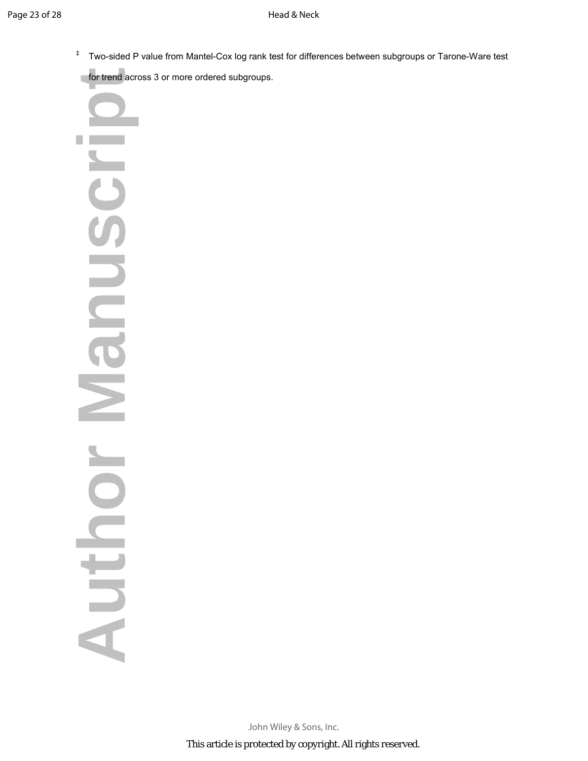‡ Two-sided P value from Mantel-Cox log rank test for differences between subgroups or Tarone-Ware test for trend across 3 or more ordered subgroups.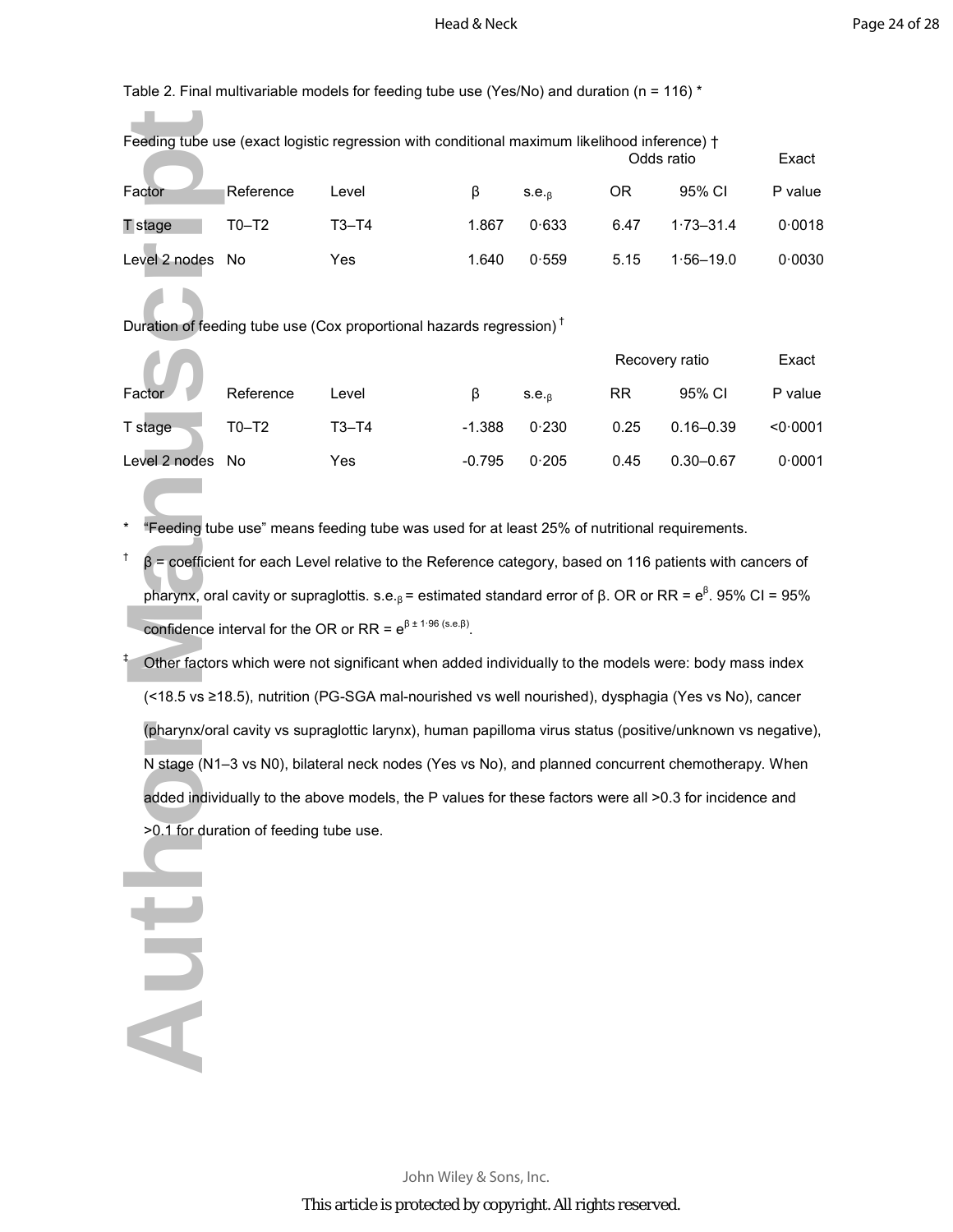Table 2. Final multivariable models for feeding tube use (Yes/No) and duration (n = 116) *

Feeding tube use (exact logistic regression with conditional maximum likelihood inference) †

| Factor | Reference | Level | β | s.e.$_\beta$ | Odds ratio OR | 95% CI | Exact P value |
|---|---|---|---|---|---|---|---|
| T stage | T0–T2 | T3–T4 | 1.867 | 0·633 | 6.47 | 1·73–31.4 | 0·0018 |
| Level 2 nodes | No | Yes | 1.640 | 0·559 | 5.15 | 1·56–19.0 | 0·0030 |

Duration of feeding tube use (Cox proportional hazards regression) †

| Factor | Reference | Level | β | s.e.$_\beta$ | Recovery ratio RR | 95% CI | Exact P value |
|---|---|---|---|---|---|---|---|
| T stage | T0–T2 | T3–T4 | -1.388 | 0·230 | 0.25 | 0.16–0.39 | <0·0001 |
| Level 2 nodes | No | Yes | -0.795 | 0·205 | 0.45 | 0.30–0.67 | 0·0001 |

\* "Feeding tube use" means feeding tube was used for at least 25% of nutritional requirements.

† β = coefficient for each Level relative to the Reference category, based on 116 patients with cancers of pharynx, oral cavity or supraglottis. s.e.$_\beta$ = estimated standard error of β. OR or RR = $e^{\beta}$. 95% CI = 95% confidence interval for the OR or RR = $e^{\beta \pm 1{\cdot}96\,(s.e.\beta)}$.

‡ Other factors which were not significant when added individually to the models were: body mass index (<18.5 vs ≥18.5), nutrition (PG-SGA mal-nourished vs well nourished), dysphagia (Yes vs No), cancer (pharynx/oral cavity vs supraglottic larynx), human papilloma virus status (positive/unknown vs negative), N stage (N1–3 vs N0), bilateral neck nodes (Yes vs No), and planned concurrent chemotherapy. When added individually to the above models, the P values for these factors were all >0.3 for incidence and >0.1 for duration of feeding tube use.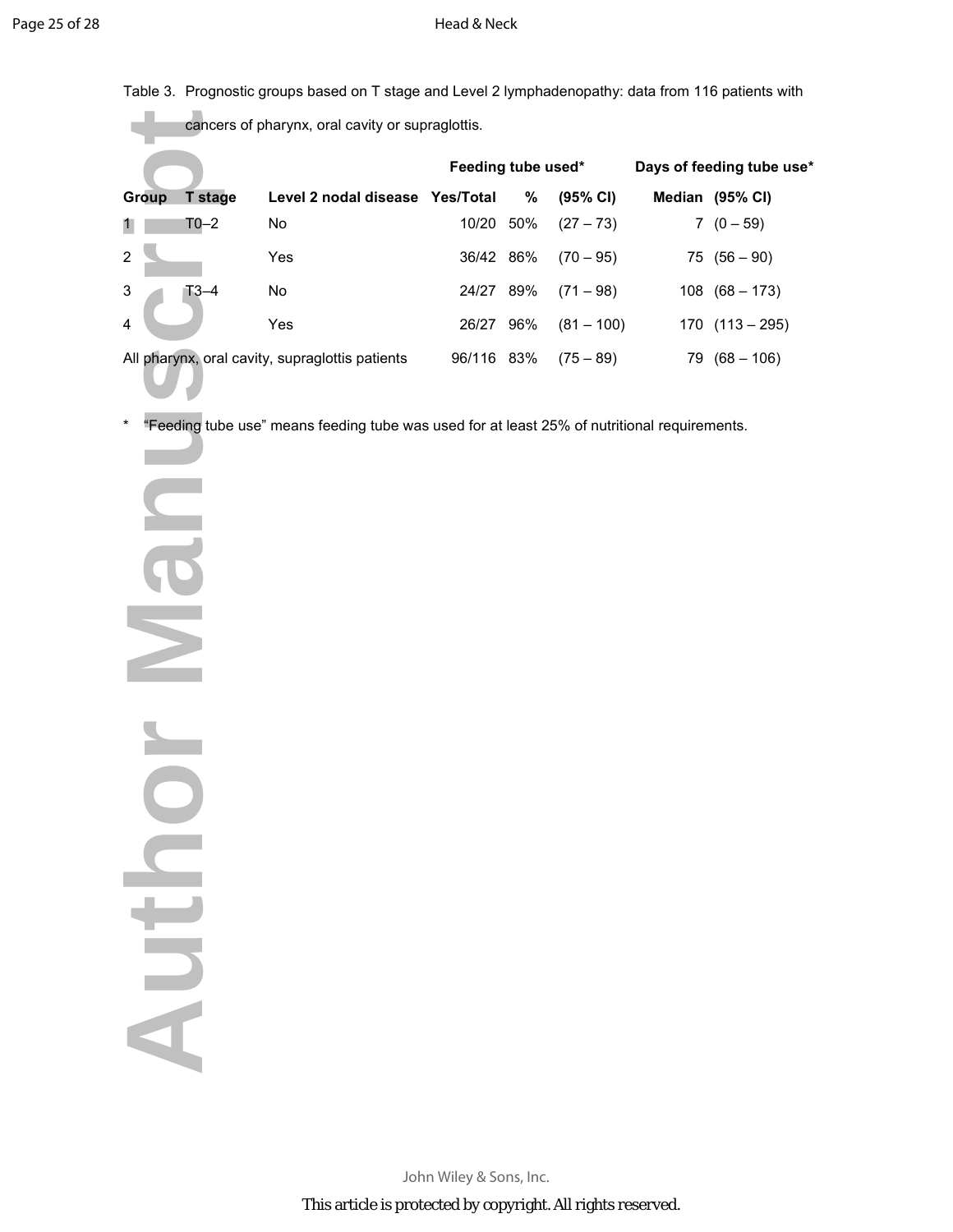Table 3. Prognostic groups based on T stage and Level 2 lymphadenopathy: data from 116 patients with cancers of pharynx, oral cavity or supraglottis.

| | | | Feeding tube used* | | | Days of feeding tube use* | |
|---|---|---|---|---|---|---|---|
| **Group** | **T stage** | **Level 2 nodal disease** | **Yes/Total** | **%** | **(95% CI)** | **Median** | **(95% CI)** |
| 1 | T0–2 | No | 10/20 | 50% | (27 – 73) | 7 | (0 – 59) |
| 2 | | Yes | 36/42 | 86% | (70 – 95) | 75 | (56 – 90) |
| 3 | T3–4 | No | 24/27 | 89% | (71 – 98) | 108 | (68 – 173) |
| 4 | | Yes | 26/27 | 96% | (81 – 100) | 170 | (113 – 295) |
| All pharynx, oral cavity, supraglottis patients | | | 96/116 | 83% | (75 – 89) | 79 | (68 – 106) |

* "Feeding tube use" means feeding tube was used for at least 25% of nutritional requirements.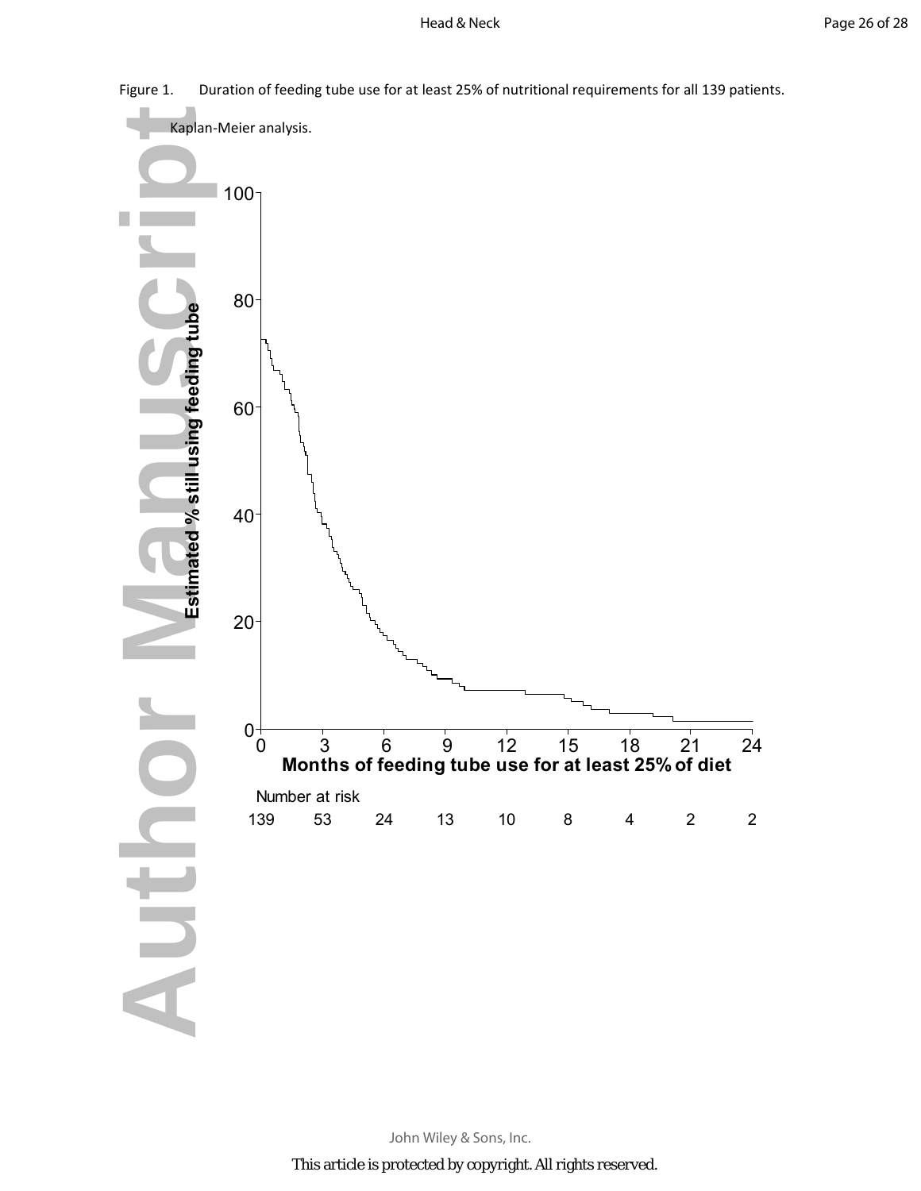Figure 1. Duration of feeding tube use for at least 25% of nutritional requirements for all 139 patients. Kaplan-Meier analysis.

Estimated % still using feeding tube

Months of feeding tube use for at least 25% of diet

Number at risk

| 0 | 3 | 6 | 9 | 12 | 15 | 18 | 21 | 24 |
|---|---|---|---|---|---|---|---|---|
| 139 | 53 | 24 | 13 | 10 | 8 | 4 | 2 | 2 |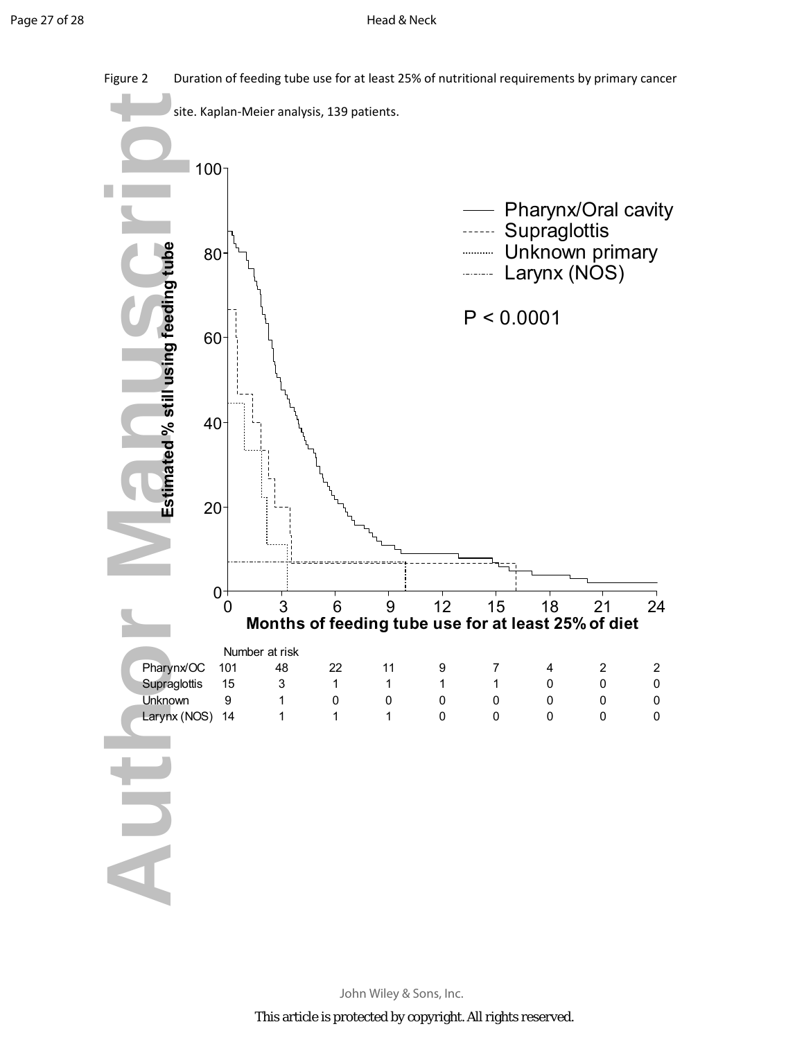Figure 2 Duration of feeding tube use for at least 25% of nutritional requirements by primary cancer site. Kaplan-Meier analysis, 139 patients.

Number at risk

| | 0 | 3 | 6 | 9 | 12 | 15 | 18 | 21 | 24 |
|---|---|---|---|---|---|---|---|---|---|
| Pharynx/OC | 101 | 48 | 22 | 11 | 9 | 7 | 4 | 2 | 2 |
| Supraglottis | 15 | 3 | 1 | 1 | 1 | 1 | 0 | 0 | 0 |
| Unknown | 9 | 1 | 0 | 0 | 0 | 0 | 0 | 0 | 0 |
| Larynx (NOS) | 14 | 1 | 1 | 1 | 0 | 0 | 0 | 0 | 0 |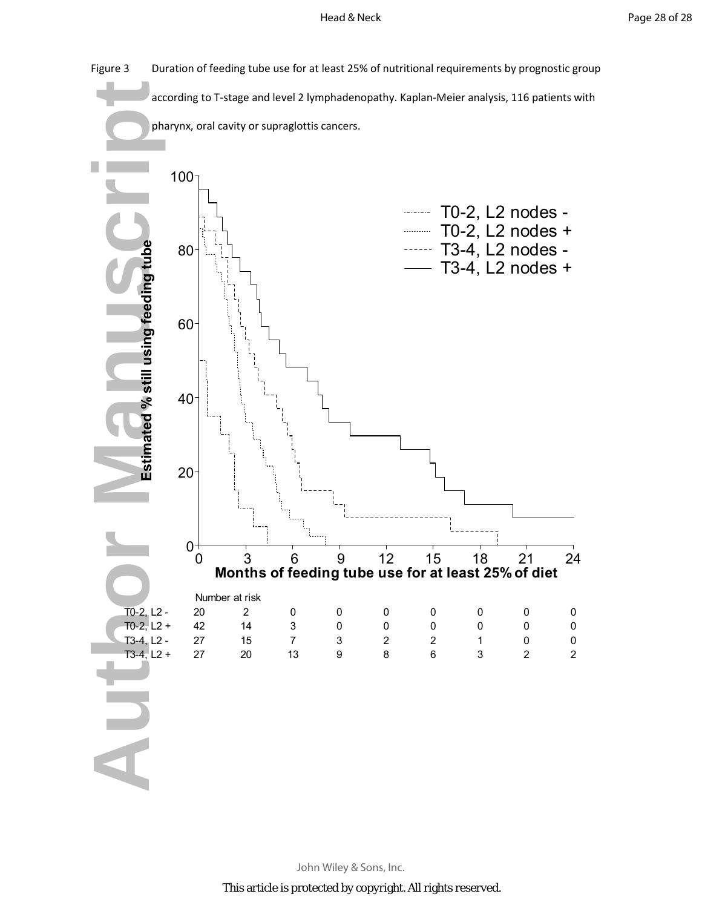Figure 3 Duration of feeding tube use for at least 25% of nutritional requirements by prognostic group according to T-stage and level 2 lymphadenopathy. Kaplan-Meier analysis, 116 patients with pharynx, oral cavity or supraglottis cancers.

Number at risk

| | 0 | 3 | 6 | 9 | 12 | 15 | 18 | 21 | 24 |
|---|---|---|---|---|---|---|---|---|---|
| T0-2, L2 - | 20 | 2 | 0 | 0 | 0 | 0 | 0 | 0 | 0 |
| T0-2, L2 + | 42 | 14 | 3 | 0 | 0 | 0 | 0 | 0 | 0 |
| T3-4, L2 - | 27 | 15 | 7 | 3 | 2 | 2 | 1 | 0 | 0 |
| T3-4, L2 + | 27 | 20 | 13 | 9 | 8 | 6 | 3 | 2 | 2 |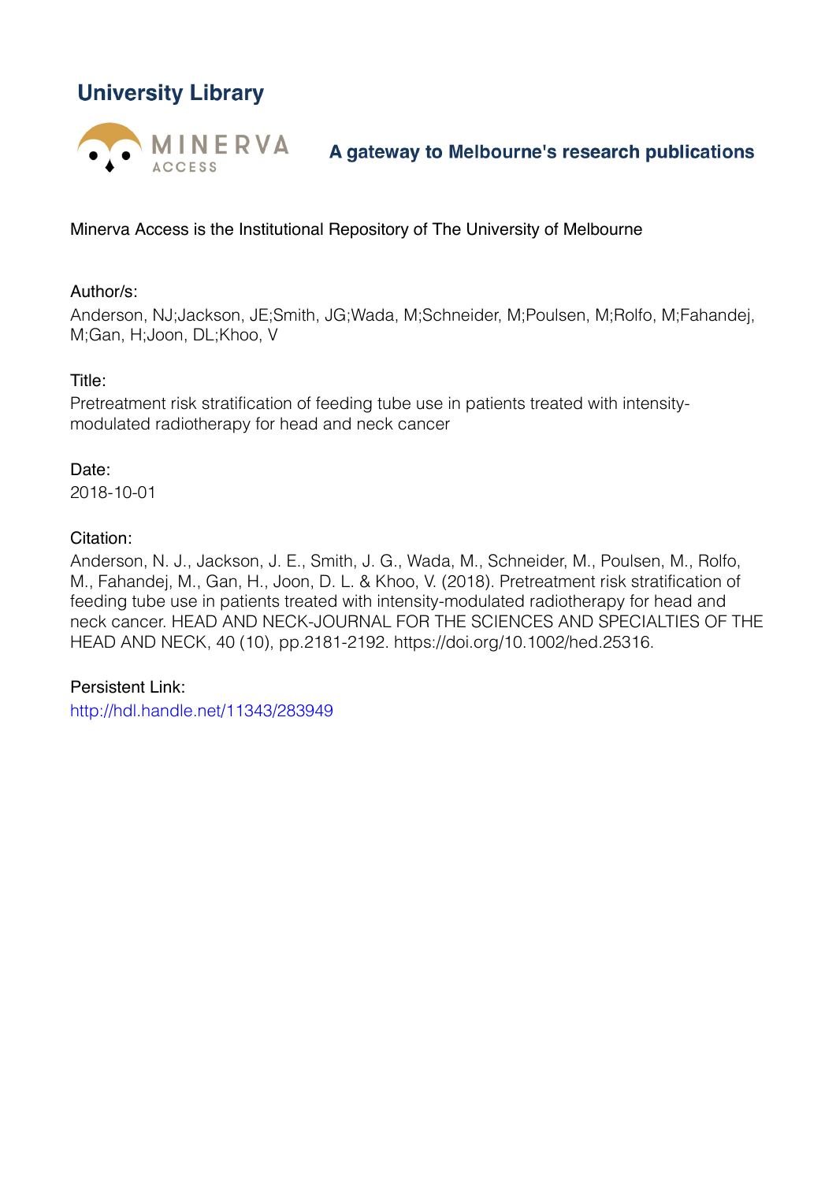# University Library

MINERVA ACCESS

**A gateway to Melbourne's research publications**

Minerva Access is the Institutional Repository of The University of Melbourne

**Author/s:**
Anderson, NJ;Jackson, JE;Smith, JG;Wada, M;Schneider, M;Poulsen, M;Rolfo, M;Fahandej, M;Gan, H;Joon, DL;Khoo, V

**Title:**
Pretreatment risk stratification of feeding tube use in patients treated with intensity-modulated radiotherapy for head and neck cancer

**Date:**
2018-10-01

**Citation:**
Anderson, N. J., Jackson, J. E., Smith, J. G., Wada, M., Schneider, M., Poulsen, M., Rolfo, M., Fahandej, M., Gan, H., Joon, D. L. & Khoo, V. (2018). Pretreatment risk stratification of feeding tube use in patients treated with intensity-modulated radiotherapy for head and neck cancer. HEAD AND NECK-JOURNAL FOR THE SCIENCES AND SPECIALTIES OF THE HEAD AND NECK, 40 (10), pp.2181-2192. https://doi.org/10.1002/hed.25316.

**Persistent Link:**
http://hdl.handle.net/11343/283949